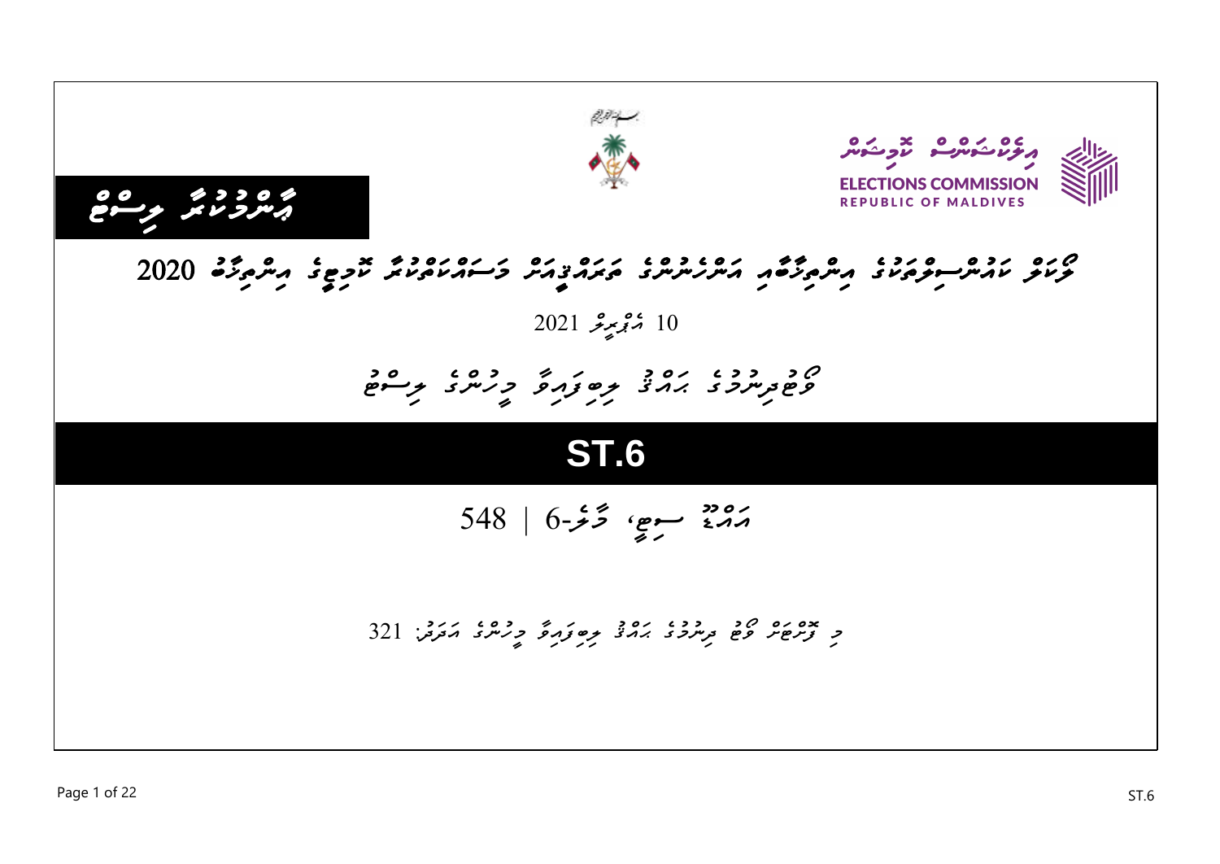އިލެކްޝަންސް ކޮމިޝަން

ELECTIONS COMMISSION
REPUBLIC OF MALDIVES

އާންމުކުރާ ލިސްޓް

# ލޯކަލް ކައުންސިލްތަކުގެ އިންތިޚާބާއި އަންހެނުންގެ ތަރައްޤީއަށް މަސައްކަތްކުރާ ކޮމިޓީގެ އިންތިޚާބު 2020

10 އެޕްރީލް 2021

## ވޯޓުދިނުމުގެ ޙައްޤު ލިބިފައިވާ މީހުންގެ ލިސްޓު

# ST.6

## ހައްދޫ ސިޓީ، މާލެ-6 | 548

މި ފޮށީގެ ވޯޓުދިނުމުގެ ޙައްޤު ލިބިފައިވާ މީހުންގެ އަދަދު: 321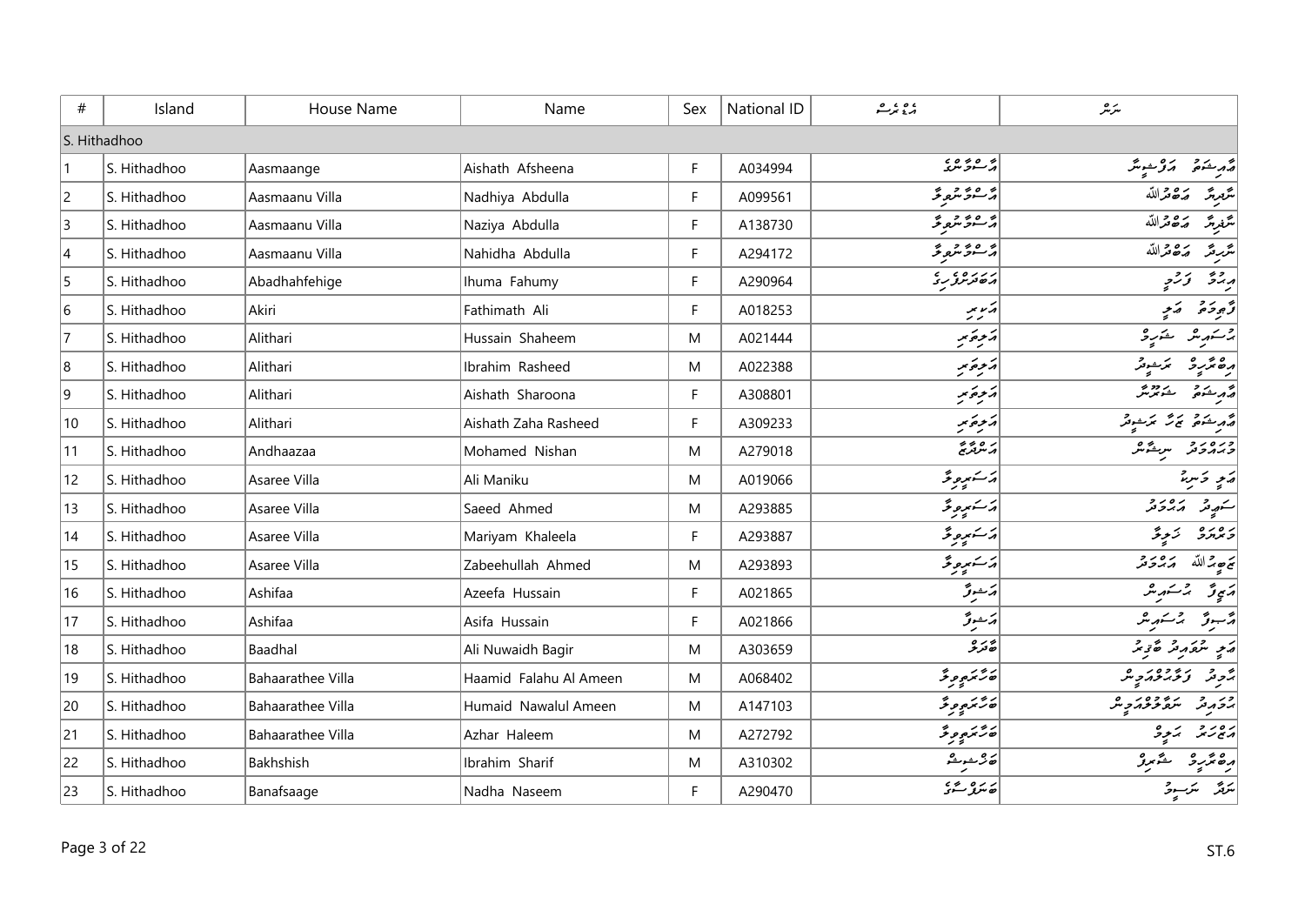| # | Island | House Name | Name | Sex | National ID | ގެއްގެ ނަން | ނަން |
|---|---|---|---|---|---|---|---|
| S. Hithadhoo | | | | | | | |
| 1 | S. Hithadhoo | Aasmaange | Aishath Afsheena | F | A034994 | އާސްމާންގެ | އާއިޝަތު އަފްޝީނާ |
| 2 | S. Hithadhoo | Aasmaanu Villa | Nadhiya Abdulla | F | A099561 | އާސްމާނުވިލާ | ނާދިޔާ އަބްދުﷲ |
| 3 | S. Hithadhoo | Aasmaanu Villa | Naziya Abdulla | F | A138730 | އާސްމާނުވިލާ | ނާޒިޔާ އަބްދުﷲ |
| 4 | S. Hithadhoo | Aasmaanu Villa | Nahidha Abdulla | F | A294172 | އާސްމާނުވިލާ | ނާހިދާ އަބްދުﷲ |
| 5 | S. Hithadhoo | Abadhahfehige | Ihuma Fahumy | F | A290964 | އަބަދަހްފެހިގެ | އިހުމާ ފަހުމީ |
| 6 | S. Hithadhoo | Akiri | Fathimath Ali | F | A018253 | އަކިރި | ފާތިމަތު އަލި |
| 7 | S. Hithadhoo | Alithari | Hussain Shaheem | M | A021444 | އަލިތަރި | ހުސައިން ޝަހީމް |
| 8 | S. Hithadhoo | Alithari | Ibrahim Rasheed | M | A022388 | އަލިތަރި | އިބްރާހިމް ރަޝީދު |
| 9 | S. Hithadhoo | Alithari | Aishath Sharoona | F | A308801 | އަލިތަރި | އާއިޝަތު ޝަރޫނާ |
| 10 | S. Hithadhoo | Alithari | Aishath Zaha Rasheed | F | A309233 | އަލިތަރި | އާއިޝަތު ޒަހާ ރަޝީދު |
| 11 | S. Hithadhoo | Andhaazaa | Mohamed Nishan | M | A279018 | އަންދާޒާ | މުޙައްމަދު ނިޝާން |
| 12 | S. Hithadhoo | Asaree Villa | Ali Maniku | M | A019066 | އަސަރީވިލާ | އަލި މަނިކު |
| 13 | S. Hithadhoo | Asaree Villa | Saeed Ahmed | M | A293885 | އަސަރީވިލާ | ސަޢީދު އަޙްމަދު |
| 14 | S. Hithadhoo | Asaree Villa | Mariyam Khaleela | F | A293887 | އަސަރީވިލާ | މަރިޔަމް ޚަލީލާ |
| 15 | S. Hithadhoo | Asaree Villa | Zabeehullah Ahmed | M | A293893 | އަސަރީވިލާ | ޒަބީހުﷲ އަޙްމަދު |
| 16 | S. Hithadhoo | Ashifaa | Azeefa Hussain | F | A021865 | އަޝިފާ | އަޒީފާ ހުސައިން |
| 17 | S. Hithadhoo | Ashifaa | Asifa Hussain | F | A021866 | އަޝިފާ | އާސިފާ ހުސައިން |
| 18 | S. Hithadhoo | Baadhal | Ali Nuwaidh Bagir | M | A303659 | ބާދަލް | އަލި ނުވައިދު ބާގިރު |
| 19 | S. Hithadhoo | Bahaarathee Villa | Haamid Falahu Al Ameen | M | A068402 | ބަހާރަތީވިލާ | ހާމިދު ފަލާހުލްއަމީން |
| 20 | S. Hithadhoo | Bahaarathee Villa | Humaid Nawalul Ameen | M | A147103 | ބަހާރަތީވިލާ | ހުމައިދު ނަވާލުލްއަމީން |
| 21 | S. Hithadhoo | Bahaarathee Villa | Azhar Haleem | M | A272792 | ބަހާރަތީވިލާ | އަޒްހަރު ހަލީމް |
| 22 | S. Hithadhoo | Bakhshish | Ibrahim Sharif | M | A310302 | ބަޚްޝިޝް | އިބްރާހިމް ޝާރިފް |
| 23 | S. Hithadhoo | Banafsaage | Nadha Naseem | F | A290470 | ބަނަފްސާގެ | ނަދާ ނަސީމް |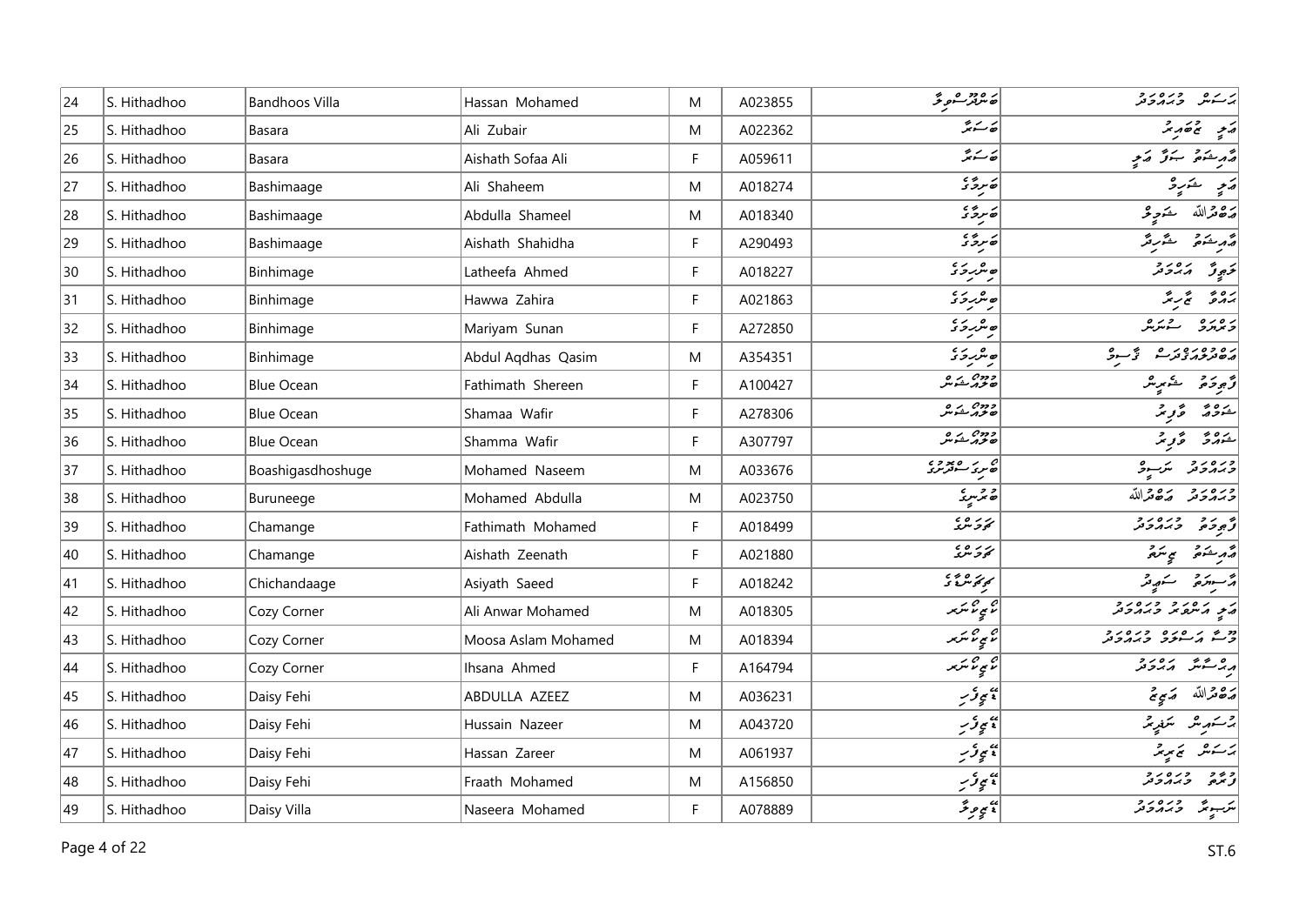| 24 | S. Hithadhoo | Bandhoos Villa | Hassan Mohamed | M | A023855 | ބަންދޫސް ވިލާ | ހަސަން މުހައްމަދު |
|---|---|---|---|---|---|---|---|
| 25 | S. Hithadhoo | Basara | Ali Zubair | M | A022362 | ބަސަރާ | އަލި ޒުބައިރު |
| 26 | S. Hithadhoo | Basara | Aishath Sofaa Ali | F | A059611 | ބަސަރާ | އައިށަތު ސޮފާ އަލި |
| 27 | S. Hithadhoo | Bashimaage | Ali Shaheem | M | A018274 | ބަށިމާގެ | އަލި ޝަހީމް |
| 28 | S. Hithadhoo | Bashimaage | Abdulla Shameel | M | A018340 | ބަށިމާގެ | އަބްދުﷲ ޝަމީލް |
| 29 | S. Hithadhoo | Bashimaage | Aishath Shahidha | F | A290493 | ބަށިމާގެ | އައިށަތު ޝާހިދާ |
| 30 | S. Hithadhoo | Binhimage | Latheefa Ahmed | F | A018227 | ބިންހިމަގެ | ލަތީފާ އަހްމަދު |
| 31 | S. Hithadhoo | Binhimage | Hawwa Zahira | F | A021863 | ބިންހިމަގެ | ހައްވާ ޒާހިރާ |
| 32 | S. Hithadhoo | Binhimage | Mariyam Sunan | F | A272850 | ބިންހިމަގެ | މަރިޔަމް ސުނަން |
| 33 | S. Hithadhoo | Binhimage | Abdul Aqdhas Qasim | M | A354351 | ބިންހިމަގެ | އަބްދުލްއަޤްދަސް ޤާސިމް |
| 34 | S. Hithadhoo | Blue Ocean | Fathimath Shereen | F | A100427 | ބްލޫއޯޝަން | ފާތިމަތު ޝެރީން |
| 35 | S. Hithadhoo | Blue Ocean | Shamaa Wafir | F | A278306 | ބްލޫއޯޝަން | ޝަމާއު ވާފިރު |
| 36 | S. Hithadhoo | Blue Ocean | Shamma Wafir | F | A307797 | ބްލޫއޯޝަން | ޝައްމާ ވާފިރު |
| 37 | S. Hithadhoo | Boashigasdhoshuge | Mohamed Naseem | M | A033676 | ބޯށިގަސްދޮށުގެ | މުހައްމަދު ނަސީމް |
| 38 | S. Hithadhoo | Buruneege | Mohamed Abdulla | M | A023750 | ބުރުނީގެ | މުހައްމަދު އަބްދުﷲ |
| 39 | S. Hithadhoo | Chamange | Fathimath Mohamed | F | A018499 | ޗަމަންގެ | ފާތިމަތު މުހައްމަދު |
| 40 | S. Hithadhoo | Chamange | Aishath Zeenath | F | A021880 | ޗަމަންގެ | އައިށަތު ޒީނަތު |
| 41 | S. Hithadhoo | Chichandaage | Asiyath Saeed | F | A018242 | ޗިޗަންދާގެ | އާސިޔަތު ސައީދު |
| 42 | S. Hithadhoo | Cozy Corner | Ali Anwar Mohamed | M | A018305 | ކޯޒީކޯނަރ | އަލި އަންވަރު މުހައްމަދު |
| 43 | S. Hithadhoo | Cozy Corner | Moosa Aslam Mohamed | M | A018394 | ކޯޒީކޯނަރ | މޫސާ އަސްލަމް މުހައްމަދު |
| 44 | S. Hithadhoo | Cozy Corner | Ihsana Ahmed | F | A164794 | ކޯޒީކޯނަރ | އިޙްސާނާ އަހްމަދު |
| 45 | S. Hithadhoo | Daisy Fehi | ABDULLA AZEEZ | M | A036231 | ޑޭޒީފެހި | އަބްދުﷲ އަޒީޒު |
| 46 | S. Hithadhoo | Daisy Fehi | Hussain Nazeer | M | A043720 | ޑޭޒީފެހި | ހުސައިން ނަޒީރު |
| 47 | S. Hithadhoo | Daisy Fehi | Hassan Zareer | M | A061937 | ޑޭޒީފެހި | ހަސަން ޒަރީރު |
| 48 | S. Hithadhoo | Daisy Fehi | Fraath Mohamed | M | A156850 | ޑޭޒީފެހި | ފުރާތު މުހައްމަދު |
| 49 | S. Hithadhoo | Daisy Villa | Naseera Mohamed | F | A078889 | ޑޭޒީވިލާ | ނަސީރާ މުހައްމަދު |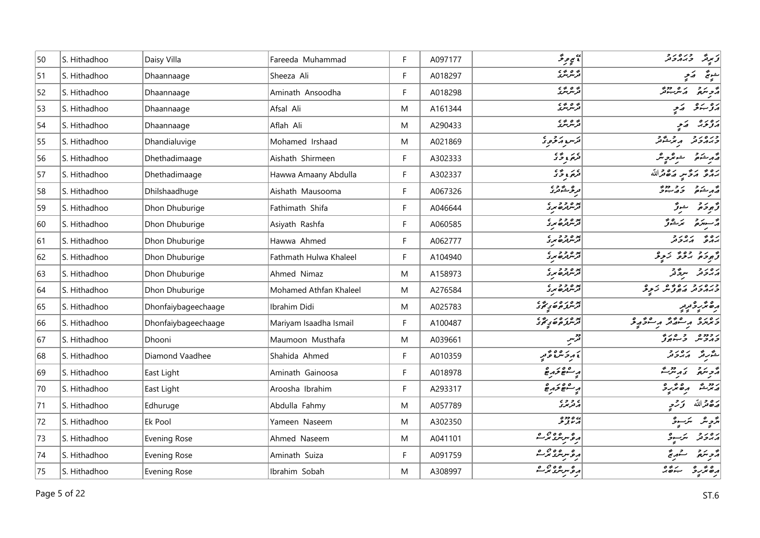| 50 | S. Hithadhoo | Daisy Villa | Fareeda Muhammad | F | A097177 | ޑޭޒީ ވިލާ | ފަރީދާ މުހައްމަދު |
|---|---|---|---|---|---|---|---|
| 51 | S. Hithadhoo | Dhaannaage | Sheeza Ali | F | A018297 | ދާންނާގެ | ޝީޒާ އަލީ |
| 52 | S. Hithadhoo | Dhaannaage | Aminath Ansoodha | F | A018298 | ދާންނާގެ | އާމިނަތު އަންސޫދާ |
| 53 | S. Hithadhoo | Dhaannaage | Afsal Ali | M | A161344 | ދާންނާގެ | އަފްސަލް އަލީ |
| 54 | S. Hithadhoo | Dhaannaage | Aflah Ali | M | A290433 | ދާންނާގެ | އަފްލަހް އަލީ |
| 55 | S. Hithadhoo | Dhandialuvige | Mohamed Irshaad | M | A021869 | ދަނޑިއަލުވިގެ | މުހައްމަދު އިރުޝާދު |
| 56 | S. Hithadhoo | Dhethadimaage | Aishath Shirmeen | F | A302333 | ދެތަޑިމާގެ | އާއިޝަތު ޝިރުމީން |
| 57 | S. Hithadhoo | Dhethadimaage | Hawwa Amaany Abdulla | F | A302337 | ދެތަޑިމާގެ | ހައްވާ އަމާނީ އަބްދުﷲ |
| 58 | S. Hithadhoo | Dhilshaadhuge | Aishath Mausooma | F | A067326 | ދިލްޝާދުގެ | އާއިޝަތު މައުސޫމާ |
| 59 | S. Hithadhoo | Dhon Dhuburige | Fathimath Shifa | F | A046644 | ދޮންދުބުރިގެ | ފާތިމަތު ޝިފާ |
| 60 | S. Hithadhoo | Dhon Dhuburige | Asiyath Rashfa | F | A060585 | ދޮންދުބުރިގެ | އާސިޔަތު ރަޝްފާ |
| 61 | S. Hithadhoo | Dhon Dhuburige | Hawwa Ahmed | F | A062777 | ދޮންދުބުރިގެ | ހައްވާ އަހްމަދު |
| 62 | S. Hithadhoo | Dhon Dhuburige | Fathmath Hulwa Khaleel | F | A104940 | ދޮންދުބުރިގެ | ފާތިމަތު ހުލްވާ ޚަލީލް |
| 63 | S. Hithadhoo | Dhon Dhuburige | Ahmed Nimaz | M | A158973 | ދޮންދުބުރިގެ | އަހްމަދު ނިމާޒު |
| 64 | S. Hithadhoo | Dhon Dhuburige | Mohamed Athfan Khaleel | M | A276584 | ދޮންދުބުރިގެ | މުހައްމަދު އަތުފާން ޚަލީލް |
| 65 | S. Hithadhoo | Dhonfaiybageechaage | Ibrahim Didi | M | A025783 | ދޮންފައިބަގީޗާގެ | އިބްރާހީމް ދީދީ |
| 66 | S. Hithadhoo | Dhonfaiybageechaage | Mariyam Isaadha Ismail | F | A100487 | ދޮންފައިބަގީޗާގެ | މަރިޔަމް އިސްއާދާ އިސްމާއީލް |
| 67 | S. Hithadhoo | Dhooni | Maumoon Musthafa | M | A039661 | ދޫނި | މައުމޫން މުސްތަފާ |
| 68 | S. Hithadhoo | Diamond Vaadhee | Shahida Ahmed | F | A010359 | ޑައިމަންޑް ވާދީ | ޝާހިދާ އަހްމަދު |
| 69 | S. Hithadhoo | East Light | Aminath Gainoosa | F | A018978 | އީސްޓްލައިޓް | އާމިނަތު ގައިނޫސާ |
| 70 | S. Hithadhoo | East Light | Aroosha Ibrahim | F | A293317 | އީސްޓްލައިޓް | އަރޫޝާ އިބްރާހީމް |
| 71 | S. Hithadhoo | Edhuruge | Abdulla Fahmy | M | A057789 | އެދުރުގެ | އަބްދުﷲ ފަހުމީ |
| 72 | S. Hithadhoo | Ek Pool | Yameen Naseem | M | A302350 | އެކްޕޫލް | ޔާމީން ނަސީމް |
| 73 | S. Hithadhoo | Evening Rose | Ahmed Naseem | M | A041101 | އިވިނިންގ ރޯސް | އަހްމަދު ނަސީމް |
| 74 | S. Hithadhoo | Evening Rose | Aminath Suiza | F | A091759 | އިވިނިންގ ރޯސް | އާމިނަތު ސުއިޒާ |
| 75 | S. Hithadhoo | Evening Rose | Ibrahim Sobah | M | A308997 | އިވިނިންގ ރޯސް | އިބްރާހީމް ސަބާހް |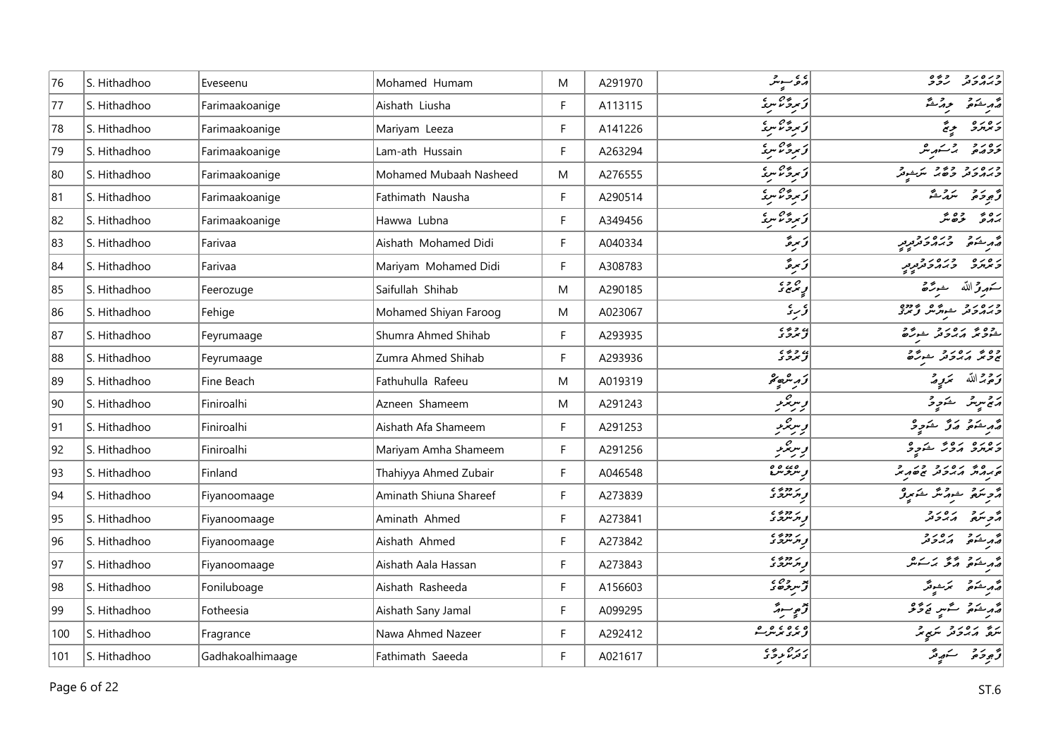| 76 | S. Hithadhoo | Eveseenu | Mohamed Humam | M | A291970 | ރެވެސީނު | މުހައްމަދު ހުމާމް |
|---|---|---|---|---|---|---|---|
| 77 | S. Hithadhoo | Farimaakoanige | Aishath Liusha | F | A113115 | ފަރިމާކޯނިގެ | އައިޝަތު ލިއުޝާ |
| 78 | S. Hithadhoo | Farimaakoanige | Mariyam Leeza | F | A141226 | ފަރިމާކޯނިގެ | މަރިޔަމް ލީޒާ |
| 79 | S. Hithadhoo | Farimaakoanige | Lam-ath Hussain | F | A263294 | ފަރިމާކޯނިގެ | ލަމްއަތު ހުސައިން |
| 80 | S. Hithadhoo | Farimaakoanige | Mohamed Mubaah Nasheed | M | A276555 | ފަރިމާކޯނިގެ | މުހައްމަދު މުބާހު ނަޝީދު |
| 81 | S. Hithadhoo | Farimaakoanige | Fathimath Nausha | F | A290514 | ފަރިމާކޯނިގެ | ފާތިމަތު ނައުޝާ |
| 82 | S. Hithadhoo | Farimaakoanige | Hawwa Lubna | F | A349456 | ފަރިމާކޯނިގެ | ހައްވާ ލުބްނާ |
| 83 | S. Hithadhoo | Farivaa | Aishath Mohamed Didi | F | A040334 | ފަރިވާ | އައިޝަތު މުހައްމަދުދީދީ |
| 84 | S. Hithadhoo | Farivaa | Mariyam Mohamed Didi | F | A308783 | ފަރިވާ | މަރިޔަމް މުހައްމަދުދީދީ |
| 85 | S. Hithadhoo | Feerozuge | Saifullah Shihab | M | A290185 | ފީރޯޒުގެ | ސައިފުﷲ ޝިހާބު |
| 86 | S. Hithadhoo | Fehige | Mohamed Shiyan Faroog | M | A023067 | ފެހިގެ | މުހައްމަދު ޝިޔާން ފާރޫގު |
| 87 | S. Hithadhoo | Feyrumaage | Shumra Ahmed Shihab | F | A293935 | ފޭރުމާގެ | ޝުމްރާ އަހްމަދު ޝިހާބު |
| 88 | S. Hithadhoo | Feyrumaage | Zumra Ahmed Shihab | F | A293936 | ފޭރުމާގެ | ޒުމްރާ އަހްމަދު ޝިހާބު |
| 89 | S. Hithadhoo | Fine Beach | Fathuhulla Rafeeu | M | A019319 | ފައިންބީޗް | ފަތުހުﷲ ރަފީއު |
| 90 | S. Hithadhoo | Finiroalhi | Azneen Shameem | M | A291243 | ފިނިރޯޅި | އަޒްނީން ޝަމީމް |
| 91 | S. Hithadhoo | Finiroalhi | Aishath Afa Shameem | F | A291253 | ފިނިރޯޅި | އައިޝަތު އަފާ ޝަމީމް |
| 92 | S. Hithadhoo | Finiroalhi | Mariyam Amha Shameem | F | A291256 | ފިނިރޯޅި | މަރިޔަމް އަމްހާ ޝަމީމް |
| 93 | S. Hithadhoo | Finland | Thahiyya Ahmed Zubair | F | A046548 | ފިންލޭންޑް | ތަހިއްޔާ އަހްމަދު ޒުބައިރު |
| 94 | S. Hithadhoo | Fiyanoomaage | Aminath Shiuna Shareef | F | A273839 | ފިޔަނޫމާގެ | އާމިނަތު ޝިއުނާ ޝަރީފް |
| 95 | S. Hithadhoo | Fiyanoomaage | Aminath Ahmed | F | A273841 | ފިޔަނޫމާގެ | އާމިނަތު އަހްމަދު |
| 96 | S. Hithadhoo | Fiyanoomaage | Aishath Ahmed | F | A273842 | ފިޔަނޫމާގެ | އައިޝަތު އަހްމަދު |
| 97 | S. Hithadhoo | Fiyanoomaage | Aishath Aala Hassan | F | A273843 | ފިޔަނޫމާގެ | އައިޝަތު އާލާ ހަސަން |
| 98 | S. Hithadhoo | Foniluboage | Aishath Rasheeda | F | A156603 | ފޮނިލުބޯގެ | އައިޝަތު ރަޝީދާ |
| 99 | S. Hithadhoo | Fotheesia | Aishath Sany Jamal | F | A099295 | ފޮތީސިއާ | އައިޝަތު ސާނީ ޖަމާލް |
| 100 | S. Hithadhoo | Fragrance | Nawa Ahmed Nazeer | F | A292412 | ފްރެގްރެންސް | ނަވާ އަހްމަދު ނަޒީރު |
| 101 | S. Hithadhoo | Gadhakoalhimaage | Fathimath Saeeda | F | A021617 | ގަދަކޮޅިމާގެ | ފާތިމަތު ސައީދާ |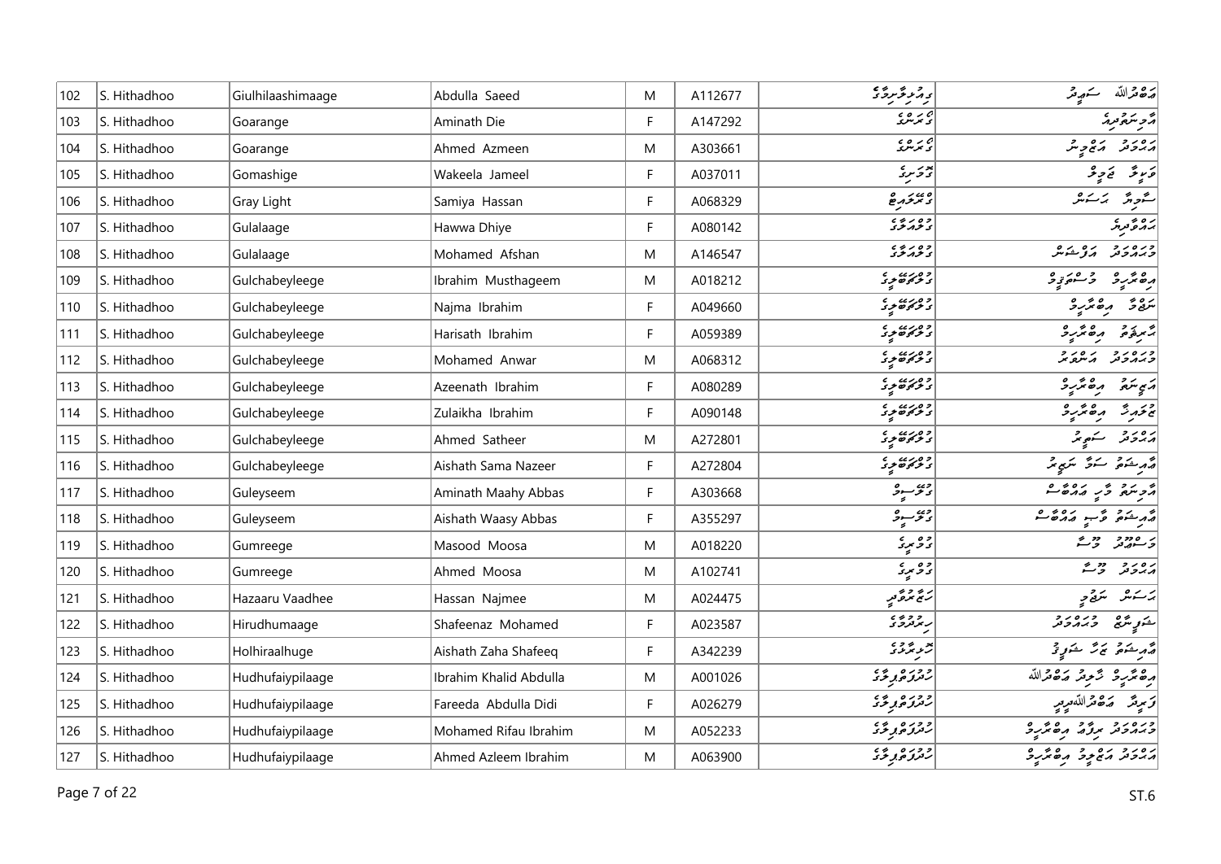| 102 | S. Hithadhoo | Giulhilaashimaage | Abdulla Saeed | M | A112677 | ދިއުޅިލާށިމާގެ | އަބްދުﷲ ސަޢީދު |
|---|---|---|---|---|---|---|---|
| 103 | S. Hithadhoo | Goarange | Aminath Die | F | A147292 | ގޯރަންގެ | އާމިނަތު ޑައި |
| 104 | S. Hithadhoo | Goarange | Ahmed Azmeen | M | A303661 | ގޯރަންގެ | އަޙްމަދު އަޒްމީން |
| 105 | S. Hithadhoo | Gomashige | Wakeela Jameel | F | A037011 | ގޯމަށިގެ | ވަކީލާ ޖަމީލު |
| 106 | S. Hithadhoo | Gray Light | Samiya Hassan | F | A068329 | ގްރޭލައިޓް | ސާމިޔާ ޙަސަން |
| 107 | S. Hithadhoo | Gulalaage | Hawwa Dhiye | F | A080142 | ގުލަލާގެ | ހައްވާ ދިޔެ |
| 108 | S. Hithadhoo | Gulalaage | Mohamed Afshan | M | A146547 | ގުލަލާގެ | މުޙައްމަދު އަފްޝަން |
| 109 | S. Hithadhoo | Gulchabeyleege | Ibrahim Musthageem | M | A018212 | ގުލްޗަބޭލީގެ | އިބްރާހީމް މުސްތަޤީމް |
| 110 | S. Hithadhoo | Gulchabeyleege | Najma Ibrahim | F | A049660 | ގުލްޗަބޭލީގެ | ނަޖްމާ އިބްރާހީމް |
| 111 | S. Hithadhoo | Gulchabeyleege | Harisath Ibrahim | F | A059389 | ގުލްޗަބޭލީގެ | ހާރިސަތު އިބްރާހީމް |
| 112 | S. Hithadhoo | Gulchabeyleege | Mohamed Anwar | M | A068312 | ގުލްޗަބޭލީގެ | މުޙައްމަދު އަންވަރު |
| 113 | S. Hithadhoo | Gulchabeyleege | Azeenath Ibrahim | F | A080289 | ގުލްޗަބޭލީގެ | އަޒީނަތު އިބްރާހީމް |
| 114 | S. Hithadhoo | Gulchabeyleege | Zulaikha Ibrahim | F | A090148 | ގުލްޗަބޭލީގެ | ޒުލައިޚާ އިބްރާހީމް |
| 115 | S. Hithadhoo | Gulchabeyleege | Ahmed Satheer | M | A272801 | ގުލްޗަބޭލީގެ | އަޙްމަދު ސަތީރު |
| 116 | S. Hithadhoo | Gulchabeyleege | Aishath Sama Nazeer | F | A272804 | ގުލްޗަބޭލީގެ | އާއިޝަތު ސަމާ ނަޒީރު |
| 117 | S. Hithadhoo | Guleyseem | Aminath Maahy Abbas | F | A303668 | ގުލޭސީމް | އާމިނަތު މާހީ އައްބާސް |
| 118 | S. Hithadhoo | Guleyseem | Aishath Waasy Abbas | F | A355297 | ގުލޭސީމް | އާއިޝަތު ވާސީ އައްބާސް |
| 119 | S. Hithadhoo | Gumreege | Masood Moosa | M | A018220 | ގުމްރީގެ | މަސްޢޫދު މޫސާ |
| 120 | S. Hithadhoo | Gumreege | Ahmed Moosa | M | A102741 | ގުމްރީގެ | އަޙްމަދު މޫސާ |
| 121 | S. Hithadhoo | Hazaaru Vaadhee | Hassan Najmee | M | A024475 | ހަޒާރުވާދީ | ޙަސަން ނަޖްމީ |
| 122 | S. Hithadhoo | Hirudhumaage | Shafeenaz Mohamed | F | A023587 | ހިރުދުމާގެ | ޝަފީނާޒް މުޙައްމަދު |
| 123 | S. Hithadhoo | Holhiraalhuge | Aishath Zaha Shafeeq | F | A342239 | ހޮޅިރާޅުގެ | އާއިޝަތު ޒަހާ ޝަފީޤު |
| 124 | S. Hithadhoo | Hudhufaiypilaage | Ibrahim Khalid Abdulla | M | A001026 | ހުދުފައިޕިލާގެ | އިބްރާހީމް ޚާލިދު އަބްދުﷲ |
| 125 | S. Hithadhoo | Hudhufaiypilaage | Fareeda Abdulla Didi | F | A026279 | ހުދުފައިޕިލާގެ | ފަރީދާ އަބްދުﷲދީދީ |
| 126 | S. Hithadhoo | Hudhufaiypilaage | Mohamed Rifau Ibrahim | M | A052233 | ހުދުފައިޕިލާގެ | މުޙައްމަދު ރިފާއު އިބްރާހީމް |
| 127 | S. Hithadhoo | Hudhufaiypilaage | Ahmed Azleem Ibrahim | M | A063900 | ހުދުފައިޕިލާގެ | އަޙްމަދު އަޒްލީމް އިބްރާހީމް |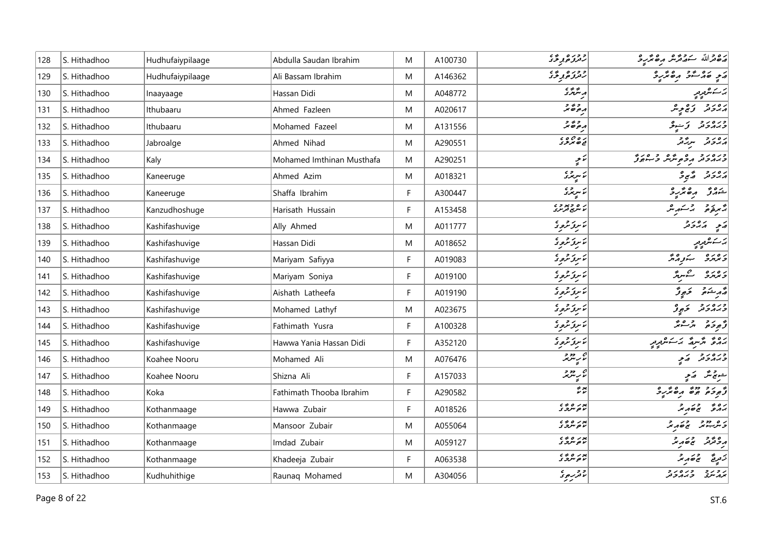| 128 | S. Hithadhoo | Hudhufaiypilaage | Abdulla Saudan Ibrahim | M | A100730 | ژوژرو بوڅۍ | ﻪﻠﻟﺍﻩﺪﺒﻋ ސައުދާން އިބްރާހީމް |
|---|---|---|---|---|---|---|---|
| 129 | S. Hithadhoo | Hudhufaiypilaage | Ali Bassam Ibrahim | M | A146362 | ژوژرو بوڅۍ | އަލި ބައްސާމް އިބްރާހީމް |
| 130 | S. Hithadhoo | Inaayaage | Hassan Didi | M | A048772 | އިނާޔާގެ | ހަސަންދީދީ |
| 131 | S. Hithadhoo | Ithubaaru | Ahmed Fazleen | M | A020617 | އިތުބާރު | އަހުމަދު ފަޒްލީން |
| 132 | S. Hithadhoo | Ithubaaru | Mohamed Fazeel | M | A131556 | އިތުބާރު | މުހައްމަދު ފަޒީލް |
| 133 | S. Hithadhoo | Jabroalge | Ahmed Nihad | M | A290551 | ޖަބްރޯލްގެ | އަހުމަދު ނިހާދު |
| 134 | S. Hithadhoo | Kaly | Mohamed Imthinan Musthafa | M | A290251 | ކަލީ | މުހައްމަދު އިމްތިނާން މުސްތަފާ |
| 135 | S. Hithadhoo | Kaneeruge | Ahmed Azim | M | A018321 | ކަނީރުގެ | އަހުމަދު އާޒިމް |
| 136 | S. Hithadhoo | Kaneeruge | Shaffa Ibrahim | F | A300447 | ކަނީރުގެ | ޝައްފާ އިބްރާހީމް |
| 137 | S. Hithadhoo | Kanzudhoshuge | Harisath Hussain | F | A153458 | ކަންޒުދޮށުގެ | ހާރިސަތު ހުސައިން |
| 138 | S. Hithadhoo | Kashifashuvige | Ally Ahmed | M | A011777 | ކަށިފަށުވިގެ | އަލި އަހުމަދު |
| 139 | S. Hithadhoo | Kashifashuvige | Hassan Didi | M | A018652 | ކަށިފަށުވިގެ | ހަސަންދީދީ |
| 140 | S. Hithadhoo | Kashifashuvige | Mariyam Safiyya | F | A019083 | ކަށިފަށުވިގެ | މަރިޔަމް ސަފިއްޔާ |
| 141 | S. Hithadhoo | Kashifashuvige | Mariyam Soniya | F | A019100 | ކަށިފަށުވިގެ | މަރިޔަމް ސޯނިޔާ |
| 142 | S. Hithadhoo | Kashifashuvige | Aishath Latheefa | F | A019190 | ކަށިފަށުވިގެ | އައިށަތު ލަތީފާ |
| 143 | S. Hithadhoo | Kashifashuvige | Mohamed Lathyf | M | A023675 | ކަށިފަށުވިގެ | މުހައްމަދު ލަތީފް |
| 144 | S. Hithadhoo | Kashifashuvige | Fathimath Yusra | F | A100328 | ކަށިފަށުވިގެ | ފާތިމަތު ޔުސްރާ |
| 145 | S. Hithadhoo | Kashifashuvige | Hawwa Yania Hassan Didi | F | A352120 | ކަށިފަށުވިގެ | ހައްވާ ޔާނިއާ ހަސަންދީދީ |
| 146 | S. Hithadhoo | Koahee Nooru | Mohamed Ali | M | A076476 | ކޯހީނޫރު | މުހައްމަދު އަލި |
| 147 | S. Hithadhoo | Koahee Nooru | Shizna Ali | F | A157033 | ކޯހީނޫރު | ޝިޒްނާ އަލި |
| 148 | S. Hithadhoo | Koka | Fathimath Thooba Ibrahim | F | A290582 | ކޮކާ | ފާތިމަތު ތޫބާ އިބްރާހީމް |
| 149 | S. Hithadhoo | Kothanmaage | Hawwa Zubair | F | A018526 | ކޮތަންމާގެ | ހައްވާ ޒުބައިރު |
| 150 | S. Hithadhoo | Kothanmaage | Mansoor Zubair | M | A055064 | ކޮތަންމާގެ | މަންސޫރު ޒުބައިރު |
| 151 | S. Hithadhoo | Kothanmaage | Imdad Zubair | M | A059127 | ކޮތަންމާގެ | އިމްދާދު ޒުބައިރު |
| 152 | S. Hithadhoo | Kothanmaage | Khadeeja Zubair | F | A063538 | ކޮތަންމާގެ | ޚަދީޖާ ޒުބައިރު |
| 153 | S. Hithadhoo | Kudhuhithige | Raunaq Mohamed | M | A304056 | ކުދުހިތިގެ | ރައުނަގު މުހައްމަދު |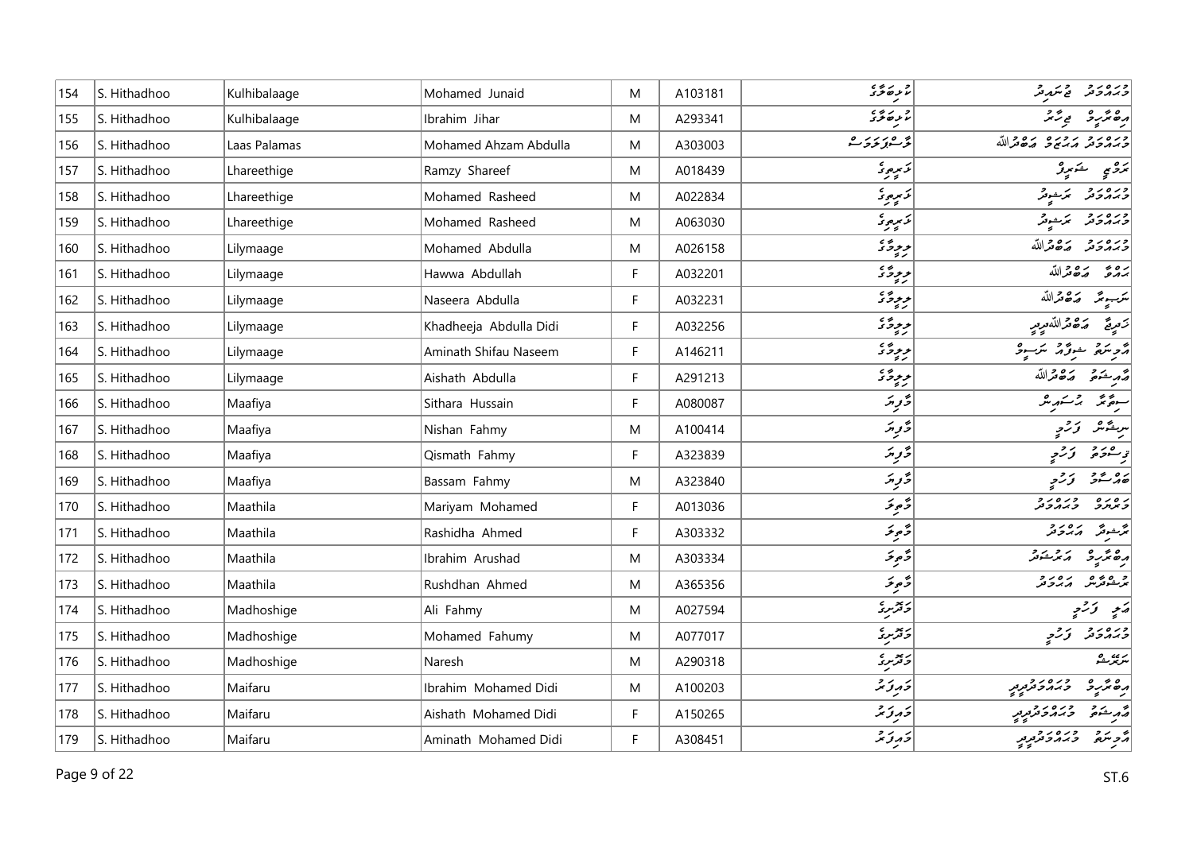| 154 | S. Hithadhoo | Kulhibalaage | Mohamed Junaid | M | A103181 | ކުޅިބަލާގެ | މުޙައްމަދު ޖުނައިދު |
|---|---|---|---|---|---|---|---|
| 155 | S. Hithadhoo | Kulhibalaage | Ibrahim Jihar | M | A293341 | ކުޅިބަލާގެ | އިބްރާހީމް ޖިހާރު |
| 156 | S. Hithadhoo | Laas Palamas | Mohamed Ahzam Abdulla | M | A303003 | ލާސްޕަލަމަސް | މުޙައްމަދު އަޙްޒަމް އަބްދުﷲ |
| 157 | S. Hithadhoo | Lhareethige | Ramzy Shareef | M | A018439 | ޅަރީތިގެ | ރަމްޒީ ޝަރީފް |
| 158 | S. Hithadhoo | Lhareethige | Mohamed Rasheed | M | A022834 | ޅަރީތިގެ | މުޙައްމަދު ރަޝީދު |
| 159 | S. Hithadhoo | Lhareethige | Mohamed Rasheed | M | A063030 | ޅަރީތިގެ | މުޙައްމަދު ރަޝީދު |
| 160 | S. Hithadhoo | Lilymaage | Mohamed Abdulla | M | A026158 | ލިލީމާގެ | މުޙައްމަދު އަބްދުﷲ |
| 161 | S. Hithadhoo | Lilymaage | Hawwa Abdullah | F | A032201 | ލިލީމާގެ | ހައްވާ އަބްދުﷲ |
| 162 | S. Hithadhoo | Lilymaage | Naseera Abdulla | F | A032231 | ލިލީމާގެ | ނަސީރާ އަބްދުﷲ |
| 163 | S. Hithadhoo | Lilymaage | Khadheeja Abdulla Didi | F | A032256 | ލިލީމާގެ | ޚަދީޖާ އަބްދުﷲދީދީ |
| 164 | S. Hithadhoo | Lilymaage | Aminath Shifau Naseem | F | A146211 | ލިލީމާގެ | އާމިނަތު ޝިފާއު ނަސީމް |
| 165 | S. Hithadhoo | Lilymaage | Aishath Abdulla | F | A291213 | ލިލީމާގެ | އާއިޝަތު އަބްދުﷲ |
| 166 | S. Hithadhoo | Maafiya | Sithara Hussain | F | A080087 | މާފިޔަ | ސިތާރާ ހުސައިން |
| 167 | S. Hithadhoo | Maafiya | Nishan Fahmy | M | A100414 | މާފިޔަ | ނިޝާން ފަހުމީ |
| 168 | S. Hithadhoo | Maafiya | Qismath Fahmy | F | A323839 | މާފިޔަ | ޤިސްމަތު ފަހުމީ |
| 169 | S. Hithadhoo | Maafiya | Bassam Fahmy | M | A323840 | މާފިޔަ | ބައްސާމް ފަހުމީ |
| 170 | S. Hithadhoo | Maathila | Mariyam Mohamed | F | A013036 | މާތިލަ | މަރިޔަމް މުޙައްމަދު |
| 171 | S. Hithadhoo | Maathila | Rashidha Ahmed | F | A303332 | މާތިލަ | ރާޝިދާ އަޙްމަދު |
| 172 | S. Hithadhoo | Maathila | Ibrahim Arushad | M | A303334 | މާތިލަ | އިބްރާހީމް އަރުޝަދު |
| 173 | S. Hithadhoo | Maathila | Rushdhan Ahmed | M | A365356 | މާތިލަ | ރުށްދާން އަޙްމަދު |
| 174 | S. Hithadhoo | Madhoshige | Ali Fahmy | M | A027594 | މަދޮށިގެ | އަލި ފަހުމީ |
| 175 | S. Hithadhoo | Madhoshige | Mohamed Fahumy | M | A077017 | މަދޮށިގެ | މުޙައްމަދު ފަހުމީ |
| 176 | S. Hithadhoo | Madhoshige | Naresh | M | A290318 | މަދޮށިގެ | ނަރޭޝް |
| 177 | S. Hithadhoo | Maifaru | Ibrahim Mohamed Didi | M | A100203 | މައިފަރު | އިބްރާހީމް މުޙައްމަދުދީދީ |
| 178 | S. Hithadhoo | Maifaru | Aishath Mohamed Didi | F | A150265 | މައިފަރު | އާއިޝަތު މުޙައްމަދުދީދީ |
| 179 | S. Hithadhoo | Maifaru | Aminath Mohamed Didi | F | A308451 | މައިފަރު | އާމިނަތު މުޙައްމަދުދީދީ |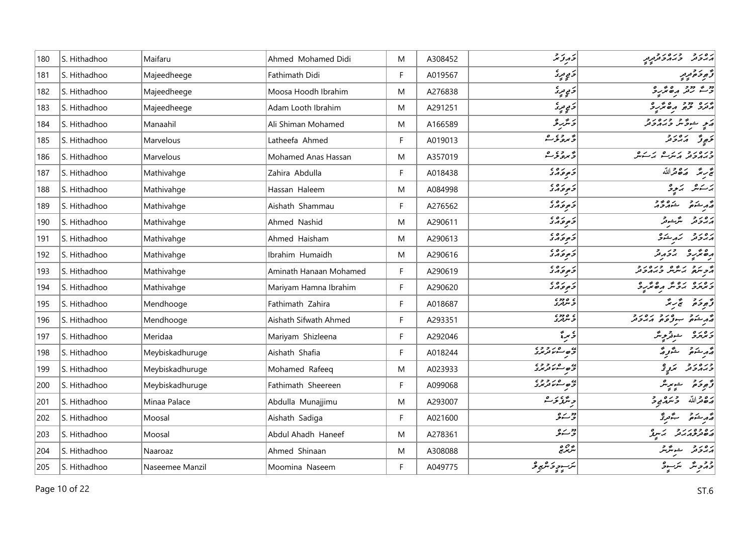| 180 | S. Hithadhoo | Maifaru | Ahmed Mohamed Didi | M | A308452 | ځمړو برٌ | پرور و برور و و پر پر |
|---|---|---|---|---|---|---|---|
| 181 | S. Hithadhoo | Majeedheege | Fathimath Didi | F | A019567 | ځ يې پر ځ | ژُ جو ځ جو پر پر |
| 182 | S. Hithadhoo | Majeedheege | Moosa Hoodh Ibrahim | M | A276838 | ځ يې پر ځ | ژ ستۀ دوو ره بر ر و |
| 183 | S. Hithadhoo | Majeedheege | Adam Looth Ibrahim | M | A291251 | ځ يې پر ځ | پرَ ترو ووو ره بر ر و |
| 184 | S. Hithadhoo | Manaahil | Ali Shiman Mohamed | M | A166589 | ځ سٌر و | پرَ جو شو وٌ سر و ر ره ر و |
| 185 | S. Hithadhoo | Marvelous | Latheefa Ahmed | F | A019013 | ځ برو ځ ے | ځ جو ژ پر ره ر و |
| 186 | S. Hithadhoo | Marvelous | Mohamed Anas Hassan | M | A357019 | ځ برو ځ ے | و ره ر و پر سر ے بر ستۀ سر |
| 187 | S. Hithadhoo | Mathivahge | Zahira Abdulla | F | A018438 | ځ جو ځ ړ ځ | ځ ربٌر پره قرالله |
| 188 | S. Hithadhoo | Mathivahge | Hassan Haleem | M | A084998 | ځ جو ځ ړ ځ | بر ستۀ سر بر جو و |
| 189 | S. Hithadhoo | Mathivahge | Aishath Shammau | F | A276562 | ځ جو ځ ړ ځ | پر بر شۀ ځ شۀ ره و و |
| 190 | S. Hithadhoo | Mathivahge | Ahmed Nashid | M | A290611 | ځ جو ځ ړ ځ | پر ره ر و سٌر شو قر |
| 191 | S. Hithadhoo | Mathivahge | Ahmed Haisham | M | A290613 | ځ جو ځ ړ ځ | پر ره ر و بر بر شۀ و |
| 192 | S. Hithadhoo | Mathivahge | Ibrahim Humaidh | M | A290616 | ځ جو ځ ړ ځ | ره بر ر و بر ځ بر قر |
| 193 | S. Hithadhoo | Mathivahge | Aminath Hanaan Mohamed | F | A290619 | ځ جو ځ ړ ځ | پر جو سر ځ بر سٌر سر و ره ر و |
| 194 | S. Hithadhoo | Mathivahge | Mariyam Hamna Ibrahim | F | A290620 | ځ جو ځ ړ ځ | ځ بر بر ځ بر ځ سٌر ره بر ر و |
| 195 | S. Hithadhoo | Mendhooge | Fathimath Zahira | F | A018687 | ځ سر قر ځ | ژُ جو ځ ځ ځ ربٌر |
| 196 | S. Hithadhoo | Mendhooge | Aishath Sifwath Ahmed | F | A293351 | ځ سر قر ځ | پر بر شۀ ځ سو و ځ ځ پر ره ر و |
| 197 | S. Hithadhoo | Meridaa | Mariyam Shizleena | F | A292046 | ځ بر ٌ | ځ بر بر ځ شو قر جو سٌر |
| 198 | S. Hithadhoo | Meybiskadhuruge | Aishath Shafia | F | A018244 | ځ ے ستۀ ر قر بر ځ | پر بر شۀ ځ شۀ و پر |
| 199 | S. Hithadhoo | Meybiskadhuruge | Mohamed Rafeeq | M | A023933 | ځ ے ستۀ ر قر بر ځ | و ره ر و بر و تۀ |
| 200 | S. Hithadhoo | Meybiskadhuruge | Fathimath Sheereen | F | A099068 | ځ ے ستۀ ر قر بر ځ | ژُ جو ځ ځ شو بر سر |
| 201 | S. Hithadhoo | Minaa Palace | Abdulla Munajjimu | M | A293007 | جو سٌر ژ ځ ے | پره قرالله و سر ره جو و |
| 202 | S. Hithadhoo | Moosal | Aishath Sadiga | F | A021600 | ژ ستۀ و | پر بر شۀ ځ ستۀ قر ٌ |
| 203 | S. Hithadhoo | Moosal | Abdul Ahadh Haneef | M | A278361 | ژ ستۀ و | پره قر و پر ر قر بر سر و |
| 204 | S. Hithadhoo | Naaroaz | Ahmed Shinaan | M | A308088 | سٌر بر ع | پر ره ر و شو سٌر سر |
| 205 | S. Hithadhoo | Naseemee Manzil | Moomina Naseem | F | A049775 | سر ستۀ جو ځ سر ع و | و و جو سٌر سر ستۀ و |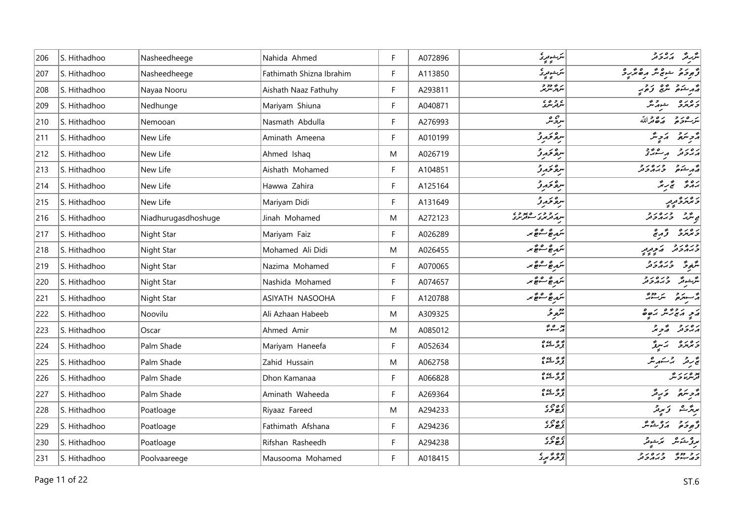| 206 | S. Hithadhoo | Nasheedheege | Nahida Ahmed | F | A072896 | ނަޝީދީގެ | ނާހިދާ އަޙްމަދު |
|---|---|---|---|---|---|---|---|
| 207 | S. Hithadhoo | Nasheedheege | Fathimath Shizna Ibrahim | F | A113850 | ނަޝީދީގެ | ފާތިމަތު ޝިޒްނާ އިބްރާހީމް |
| 208 | S. Hithadhoo | Nayaa Nooru | Aishath Naaz Fathuhy | F | A293811 | ނަޔާނޫރު | އާއިޝަތު ނާޒް ފަތުހީ |
| 209 | S. Hithadhoo | Nedhunge | Mariyam Shiuna | F | A040871 | ނެދުންގެ | މަރިޔަމް ޝިއުނާ |
| 210 | S. Hithadhoo | Nemooan | Nasmath Abdulla | F | A276993 | ނިމޫން | ނަސްމަތު އަބްދުﷲ |
| 211 | S. Hithadhoo | New Life | Aminath Ameena | F | A010199 | ނިއުލައިފު | އާމިނަތު އަމީނާ |
| 212 | S. Hithadhoo | New Life | Ahmed Ishaq | M | A026719 | ނިއުލައިފު | އަޙްމަދު އިސްޙާޤު |
| 213 | S. Hithadhoo | New Life | Aishath Mohamed | F | A104851 | ނިއުލައިފު | އާއިޝަތު މުޙައްމަދު |
| 214 | S. Hithadhoo | New Life | Hawwa Zahira | F | A125164 | ނިއުލައިފު | ހައްވާ ޒާހިރާ |
| 215 | S. Hithadhoo | New Life | Mariyam Didi | F | A131649 | ނިއުލައިފު | މަރިޔަމްދީދީ |
| 216 | S. Hithadhoo | Niadhurugasdhoshuge | Jinah Mohamed | M | A272123 | ނިޔަދުރުގަސްދޮށުގެ | ޖިނާހް މުޙައްމަދު |
| 217 | S. Hithadhoo | Night Star | Mariyam Faiz | F | A026289 | ނައިޓްސްޓާރ | މަރިޔަމް ފާއިޒް |
| 218 | S. Hithadhoo | Night Star | Mohamed Ali Didi | M | A026455 | ނައިޓްސްޓާރ | މުޙައްމަދު އަލިދީދީ |
| 219 | S. Hithadhoo | Night Star | Nazima Mohamed | F | A070065 | ނައިޓްސްޓާރ | ނާޒިމާ މުޙައްމަދު |
| 220 | S. Hithadhoo | Night Star | Nashida Mohamed | F | A074657 | ނައިޓްސްޓާރ | ނާޝިދާ މުޙައްމަދު |
| 221 | S. Hithadhoo | Night Star | ASIYATH NASOOHA | F | A120788 | ނައިޓްސްޓާރ | އާސިޔަތު ނަޞޫޙާ |
| 222 | S. Hithadhoo | Noovilu | Ali Azhaan Habeeb | M | A309325 | ނޫވިލު | އަލި އަޒްހާން ހަބީބު |
| 223 | S. Hithadhoo | Oscar | Ahmed Amir | M | A085012 | އޮސްކާ | އަޙްމަދު އާމިރު |
| 224 | S. Hithadhoo | Palm Shade | Mariyam Haneefa | F | A052634 |ޕާމްޝޭޑު | މަރިޔަމް ހަނީފާ |
| 225 | S. Hithadhoo | Palm Shade | Zahid Hussain | M | A062758 | ޕާމްޝޭޑު | ޒާހިދު ހުސައިން |
| 226 | S. Hithadhoo | Palm Shade | Dhon Kamanaa | F | A066828 | ޕާމްޝޭޑު | ދޮންކަމަނާ |
| 227 | S. Hithadhoo | Palm Shade | Aminath Waheeda | F | A269364 | ޕާމްޝޭޑު | އާމިނަތު ވަޙީދާ |
| 228 | S. Hithadhoo | Poatloage | Riyaaz Fareed | M | A294233 | ޕޯޓްލޯގެ | ރިޔާޒް ފަރީދު |
| 229 | S. Hithadhoo | Poatloage | Fathimath Afshana | F | A294236 | ޕޯޓްލޯގެ | ފާތިމަތު އަފްޝާނާ |
| 230 | S. Hithadhoo | Poatloage | Rifshan Rasheedh | F | A294238 | ޕޯޓްލޯގެ | ރިފްޝަން ރަޝީދު |
| 231 | S. Hithadhoo | Poolvaareege | Mausooma Mohamed | F | A018415 | ޕޫލްވާރީގެ | މައުޞޫމާ މުޙައްމަދު |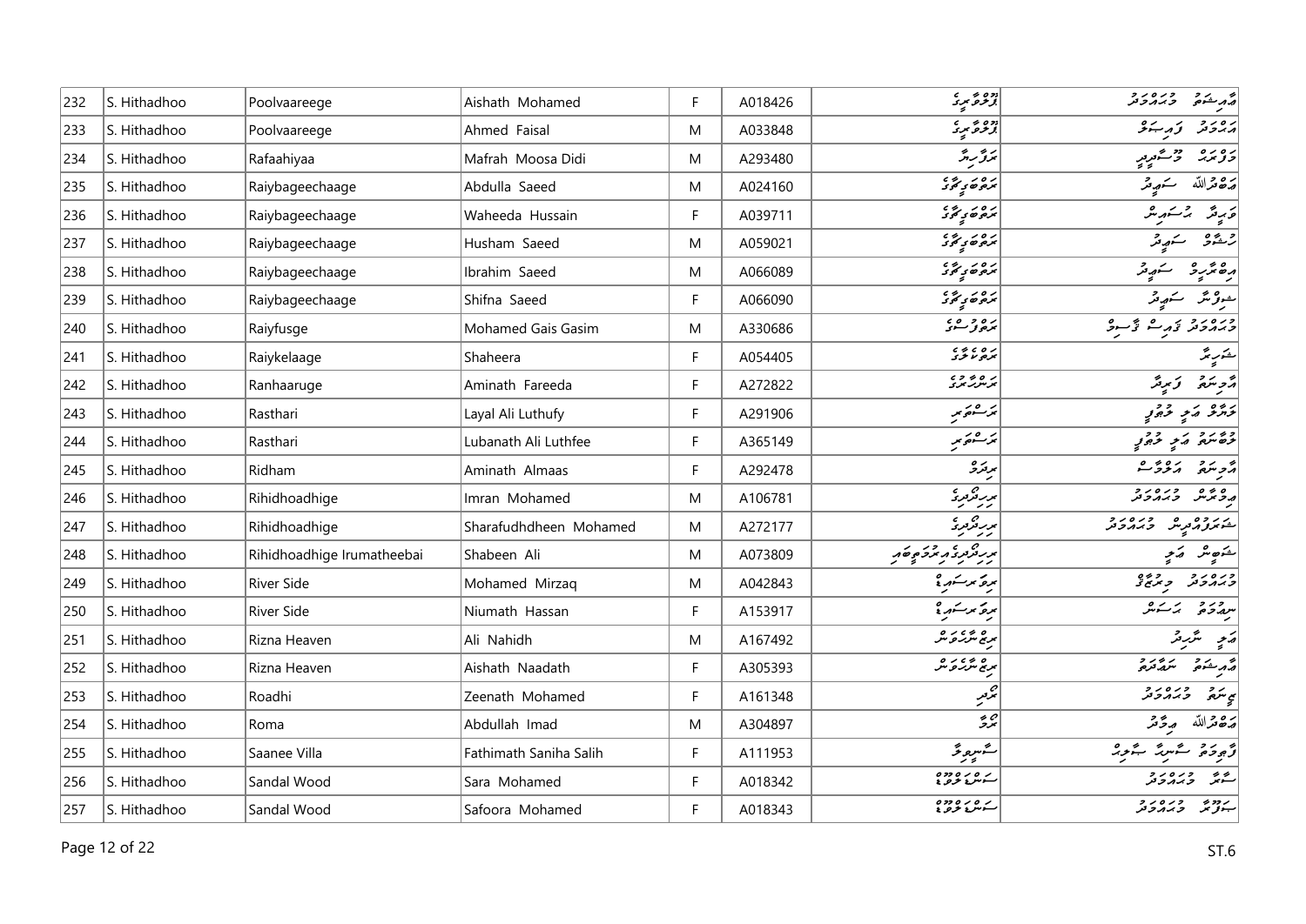| 232 | S. Hithadhoo | Poolvaareege | Aishath Mohamed | F | A018426 | ޕޫލްވާރީގެ | ޢައިޝަތު މުޙައްމަދު |
|---|---|---|---|---|---|---|---|
| 233 | S. Hithadhoo | Poolvaareege | Ahmed Faisal | M | A033848 | ޕޫލްވާރީގެ | އަޙްމަދު ފައިސަލް |
| 234 | S. Hithadhoo | Rafaahiyaa | Mafrah Moosa Didi | M | A293480 | ރަފާހިޔާ | މަފްރަހް މޫސާދީދީ |
| 235 | S. Hithadhoo | Raiybageechaage | Abdulla Saeed | M | A024160 | ރައިބަގީޗާގެ | ޢަބްދުﷲ ސަޢީދު |
| 236 | S. Hithadhoo | Raiybageechaage | Waheeda Hussain | F | A039711 | ރައިބަގީޗާގެ | ވަޙީދާ ޙުސައިން |
| 237 | S. Hithadhoo | Raiybageechaage | Husham Saeed | M | A059021 | ރައިބަގީޗާގެ | ހުޝާމް ސަޢީދު |
| 238 | S. Hithadhoo | Raiybageechaage | Ibrahim Saeed | M | A066089 | ރައިބަގީޗާގެ | އިބްރާހީމް ސަޢީދު |
| 239 | S. Hithadhoo | Raiybageechaage | Shifna Saeed | F | A066090 | ރައިބަގީޗާގެ | ޝިފްނާ ސަޢީދު |
| 240 | S. Hithadhoo | Raiyfusge | Mohamed Gais Gasim | M | A330686 | ރައިފުސްގެ | މުޙައްމަދު ގައިސް ގާސިމް |
| 241 | S. Hithadhoo | Raiykelaage | Shaheera | F | A054405 | ރައިކެލާގެ | ޝަހީރާ |
| 242 | S. Hithadhoo | Ranhaaruge | Aminath Fareeda | F | A272822 | ރަންހާރުގެ | އަމިނަތު ފަރީދާ |
| 243 | S. Hithadhoo | Rasthari | Layal Ali Luthufy | F | A291906 | ރަސްތަރި | ލަޔާލް ޢަލީ ލުތުފީ |
| 244 | S. Hithadhoo | Rasthari | Lubanath Ali Luthfee | F | A365149 | ރަސްތަރި | ލުބަނަތު ޢަލީ ލުތުފީ |
| 245 | S. Hithadhoo | Ridham | Aminath Almaas | F | A292478 | ރިދަމް | އަމިނަތު އަލްމާސް |
| 246 | S. Hithadhoo | Rihidhoadhige | Imran Mohamed | M | A106781 | ރިހިދޯދިގެ | އިމްރާން މުޙައްމަދު |
| 247 | S. Hithadhoo | Rihidhoadhige | Sharafudhdheen Mohamed | M | A272177 | ރިހިދޯދިގެ | ޝަރަފުއްދީން މުޙައްމަދު |
| 248 | S. Hithadhoo | Rihidhoadhige Irumatheebai | Shabeen Ali | M | A073809 | ރިހިދޯދިގެ އިރުމަތީބައި | ޝަބީން ޢަލީ |
| 249 | S. Hithadhoo | River Side | Mohamed Mirzaq | M | A042843 | ރިވަރސައިޑް | މުޙައްމަދު މިރްޒާޤު |
| 250 | S. Hithadhoo | River Side | Niumath Hassan | F | A153917 | ރިވަރސައިޑް | ނިޢުމަތު ޙަސަން |
| 251 | S. Hithadhoo | Rizna Heaven | Ali Nahidh | M | A167492 | ރިޒްނާހެވަން | ޢަލީ ނާހިދު |
| 252 | S. Hithadhoo | Rizna Heaven | Aishath Naadath | F | A305393 | ރިޒްނާހެވަން | ޢައިޝަތު ނާދަތު |
| 253 | S. Hithadhoo | Roadhi | Zeenath Mohamed | F | A161348 | ރޯދި | ޒީނަތު މުޙައްމަދު |
| 254 | S. Hithadhoo | Roma | Abdullah Imad | M | A304897 | ރޯމާ | ޢަބްދުﷲ އިމާދު |
| 255 | S. Hithadhoo | Saanee Villa | Fathimath Saniha Salih | F | A111953 | ސާނީވިލާ | ފާތިމަތު ސާނިހާ ސާލިހް |
| 256 | S. Hithadhoo | Sandal Wood | Sara Mohamed | F | A018342 | ސަންޑަލްވުޑް | ސާރާ މުޙައްމަދު |
| 257 | S. Hithadhoo | Sandal Wood | Safoora Mohamed | F | A018343 | ސަންޑަލްވުޑް | ސަފޫރާ މުޙައްމަދު |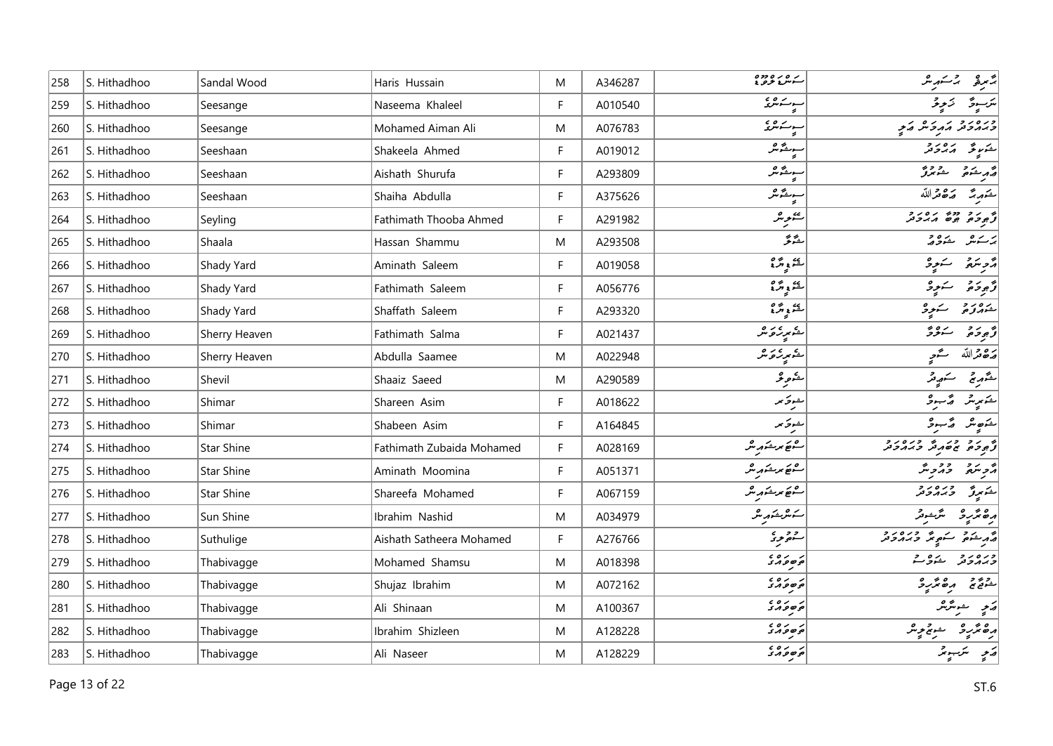| 258 | S. Hithadhoo | Sandal Wood | Haris Hussain | M | A346287 | ސަންޑަލްވުޑް | ހާރިޝް ހުސައިން |
|---|---|---|---|---|---|---|---|
| 259 | S. Hithadhoo | Seesange | Naseema Khaleel | F | A010540 | ސީސަންގެ | ނަސީމާ ޚަލީލް |
| 260 | S. Hithadhoo | Seesange | Mohamed Aiman Ali | M | A076783 | ސީސަންގެ | މުހައްމަދު އައިމަން އަލީ |
| 261 | S. Hithadhoo | Seeshaan | Shakeela Ahmed | F | A019012 | ސީޝާން | ޝަކީލާ އަޙްމަދު |
| 262 | S. Hithadhoo | Seeshaan | Aishath Shurufa | F | A293809 | ސީޝާން | އައިޝަތު ޝުރުފާ |
| 263 | S. Hithadhoo | Seeshaan | Shaiha Abdulla | F | A375626 | ސީޝާން | ޝައިހާ އަބްދުﷲ |
| 264 | S. Hithadhoo | Seyling | Fathimath Thooba Ahmed | F | A291982 | ސޭލިން | ފާތިމަތު ތޫބާ އަޙްމަދު |
| 265 | S. Hithadhoo | Shaala | Hassan Shammu | M | A293508 | ޝާލާ | ހަސަން ޝައްމު |
| 266 | S. Hithadhoo | Shady Yard | Aminath Saleem | F | A019058 | ޝޭޑީޔާޑް | އާމިނަތު ސަލީމް |
| 267 | S. Hithadhoo | Shady Yard | Fathimath Saleem | F | A056776 | ޝޭޑީޔާޑް | ފާތިމަތު ސަލީމް |
| 268 | S. Hithadhoo | Shady Yard | Shaffath Saleem | F | A293320 | ޝޭޑީޔާޑް | ޝައްފަތު ސަލީމް |
| 269 | S. Hithadhoo | Sherry Heaven | Fathimath Salma | F | A021437 | ޝެރީހެވަން | ފާތިމަތު ސަލްމާ |
| 270 | S. Hithadhoo | Sherry Heaven | Abdulla Saamee | M | A022948 | ޝެރީހެވަން | އަބްދުﷲ ސާމީ |
| 271 | S. Hithadhoo | Shevil | Shaaiz Saeed | M | A290589 | ޝެވިލް | ޝާއިޒް ސައީދު |
| 272 | S. Hithadhoo | Shimar | Shareen Asim | F | A018622 | ޝިމާރ | ޝަރީން އާސިމް |
| 273 | S. Hithadhoo | Shimar | Shabeen Asim | F | A164845 | ޝިމާރ | ޝަބީން އާސިމް |
| 274 | S. Hithadhoo | Star Shine | Fathimath Zubaida Mohamed | F | A028169 | ސްޓަރޝައިން | ފާތިމަތު ޒުބައިދާ މުހައްމަދު |
| 275 | S. Hithadhoo | Star Shine | Aminath Moomina | F | A051371 | ސްޓަރޝައިން | އާމިނަތު މޫމިނާ |
| 276 | S. Hithadhoo | Star Shine | Shareefa Mohamed | F | A067159 | ސްޓަރޝައިން | ޝަރީފާ މުހައްމަދު |
| 277 | S. Hithadhoo | Sun Shine | Ibrahim Nashid | M | A034979 | ސަންޝައިން | އިބްރާހީމް ނާޝިދު |
| 278 | S. Hithadhoo | Suthulige | Aishath Satheera Mohamed | F | A276766 | ސުތުލިގެ | އައިޝަތު ސަތީރާ މުހައްމަދު |
| 279 | S. Hithadhoo | Thabivagge | Mohamed Shamsu | M | A018398 | ތަބިވައްގެ | މުހައްމަދު ޝަމްސު |
| 280 | S. Hithadhoo | Thabivagge | Shujaz Ibrahim | M | A072162 | ތަބިވައްގެ | ޝުޖާޒް އިބްރާހީމް |
| 281 | S. Hithadhoo | Thabivagge | Ali Shinaan | M | A100367 | ތަބިވައްގެ | އަލީ ޝިނާން |
| 282 | S. Hithadhoo | Thabivagge | Ibrahim Shizleen | M | A128228 | ތަބިވައްގެ | އިބްރާހީމް ޝިޒްލީން |
| 283 | S. Hithadhoo | Thabivagge | Ali Naseer | M | A128229 | ތަބިވައްގެ | އަލީ ނަސީރު |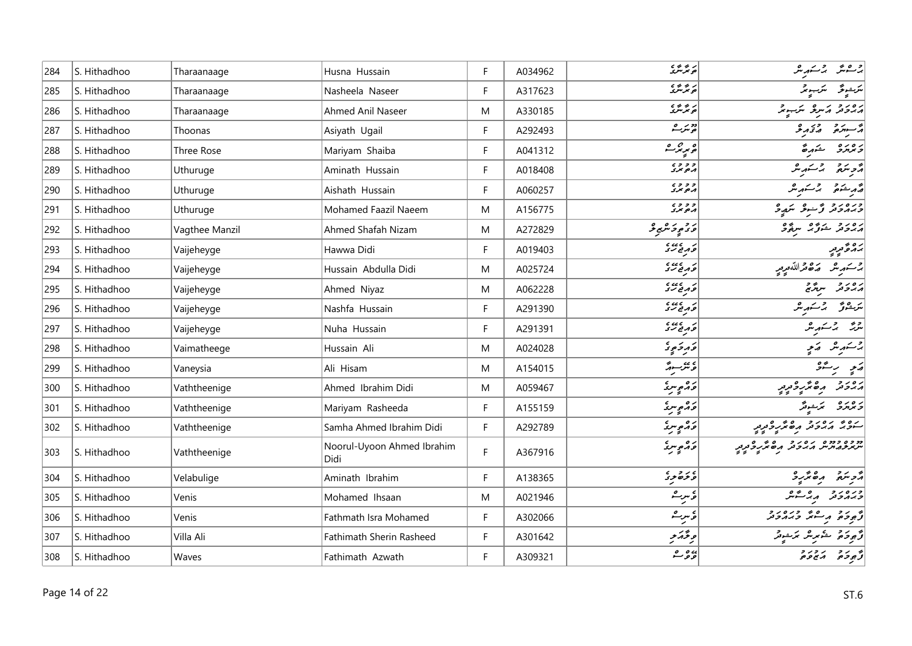| 284 | S. Hithadhoo | Tharaanaage | Husna Hussain | F | A034962 | ތަރާނާގެ | ހުސްނާ ހުސައިން |
|---|---|---|---|---|---|---|---|
| 285 | S. Hithadhoo | Tharaanaage | Nasheela Naseer | F | A317623 | ތަރާނާގެ | ނަޝީލާ ނަސީރު |
| 286 | S. Hithadhoo | Tharaanaage | Ahmed Anil Naseer | M | A330185 | ތަރާނާގެ | އަހުމަދު އަނިލް ނަސީރު |
| 287 | S. Hithadhoo | Thoonas | Asiyath Ugail | F | A292493 | ތޫނަސް | އާސިޔަތު އުގައިލް |
| 288 | S. Hithadhoo | Three Rose | Mariyam Shaiba | F | A041312 | ތްރީރޯސް | މަރިޔަމް ޝައިބާ |
| 289 | S. Hithadhoo | Uthuruge | Aminath Hussain | F | A018408 | އުތުރުގެ | އާމިނަތު ހުސައިން |
| 290 | S. Hithadhoo | Uthuruge | Aishath Hussain | F | A060257 | އުތުރުގެ | އައިޝަތު ހުސައިން |
| 291 | S. Hithadhoo | Uthuruge | Mohamed Faazil Naeem | M | A156775 | އުތުރުގެ | މުހައްމަދު ފާޒިލް ނަޢީމް |
| 292 | S. Hithadhoo | Vagthee Manzil | Ahmed Shafah Nizam | M | A272829 | ވަގުތީމަންޒިލް | އަހުމަދު ޝަފާހު ނިޒާމް |
| 293 | S. Hithadhoo | Vaijeheyge | Hawwa Didi | F | A019403 | ވައިޖެހޭގެ | ހައްވާދީދީ |
| 294 | S. Hithadhoo | Vaijeheyge | Hussain Abdulla Didi | M | A025724 | ވައިޖެހޭގެ | ހުސައިން އަބްދުﷲދީދީ |
| 295 | S. Hithadhoo | Vaijeheyge | Ahmed Niyaz | M | A062228 | ވައިޖެހޭގެ | އަހުމަދު ނިޔާޒް |
| 296 | S. Hithadhoo | Vaijeheyge | Nashfa Hussain | F | A291390 | ވައިޖެހޭގެ | ނަޝްފާ ހުސައިން |
| 297 | S. Hithadhoo | Vaijeheyge | Nuha Hussain | F | A291391 | ވައިޖެހޭގެ | ނުހާ ހުސައިން |
| 298 | S. Hithadhoo | Vaimatheege | Hussain Ali | M | A024028 | ވައިމަތީގެ | ހުސައިން އަލި |
| 299 | S. Hithadhoo | Vaneysia | Ali Hisam | M | A154015 | ވެނޭސިއާ | އަލި ހިސާމް |
| 300 | S. Hithadhoo | Vaththeenige | Ahmed Ibrahim Didi | M | A059467 | ވައްތީނިގެ | އަހުމަދު އިބްރާހިމްދީދީ |
| 301 | S. Hithadhoo | Vaththeenige | Mariyam Rasheeda | F | A155159 | ވައްތީނިގެ | މަރިޔަމް ރަޝީދާ |
| 302 | S. Hithadhoo | Vaththeenige | Samha Ahmed Ibrahim Didi | F | A292789 | ވައްތީނިގެ | ސަމްހާ އަހުމަދު އިބްރާހިމްދީދީ |
| 303 | S. Hithadhoo | Vaththeenige | Noorul-Uyoon Ahmed Ibrahim Didi | F | A367916 | ވައްތީނިގެ | ނޫރުލްއުޔޫން އަހުމަދު އިބްރާހިމްދީދީ |
| 304 | S. Hithadhoo | Velabulige | Aminath Ibrahim | F | A138365 | ވެލަބުލިގެ | އާމިނަތު އިބްރާހިމް |
| 305 | S. Hithadhoo | Venis | Mohamed Ihsaan | M | A021946 | ވެނިސް | މުހައްމަދު އިޙްސާން |
| 306 | S. Hithadhoo | Venis | Fathmath Isra Mohamed | F | A302066 | ވެނިސް | ފާތިމަތު އިސްރާ މުހައްމަދު |
| 307 | S. Hithadhoo | Villa Ali | Fathimath Sherin Rasheed | F | A301642 | ވިލާއަލި | ފާތިމަތު ޝެރިން ރަޝީދު |
| 308 | S. Hithadhoo | Waves | Fathimath Azwath | F | A309321 | ވޭވްސް | ފާތިމަތު އަޒުވަތު |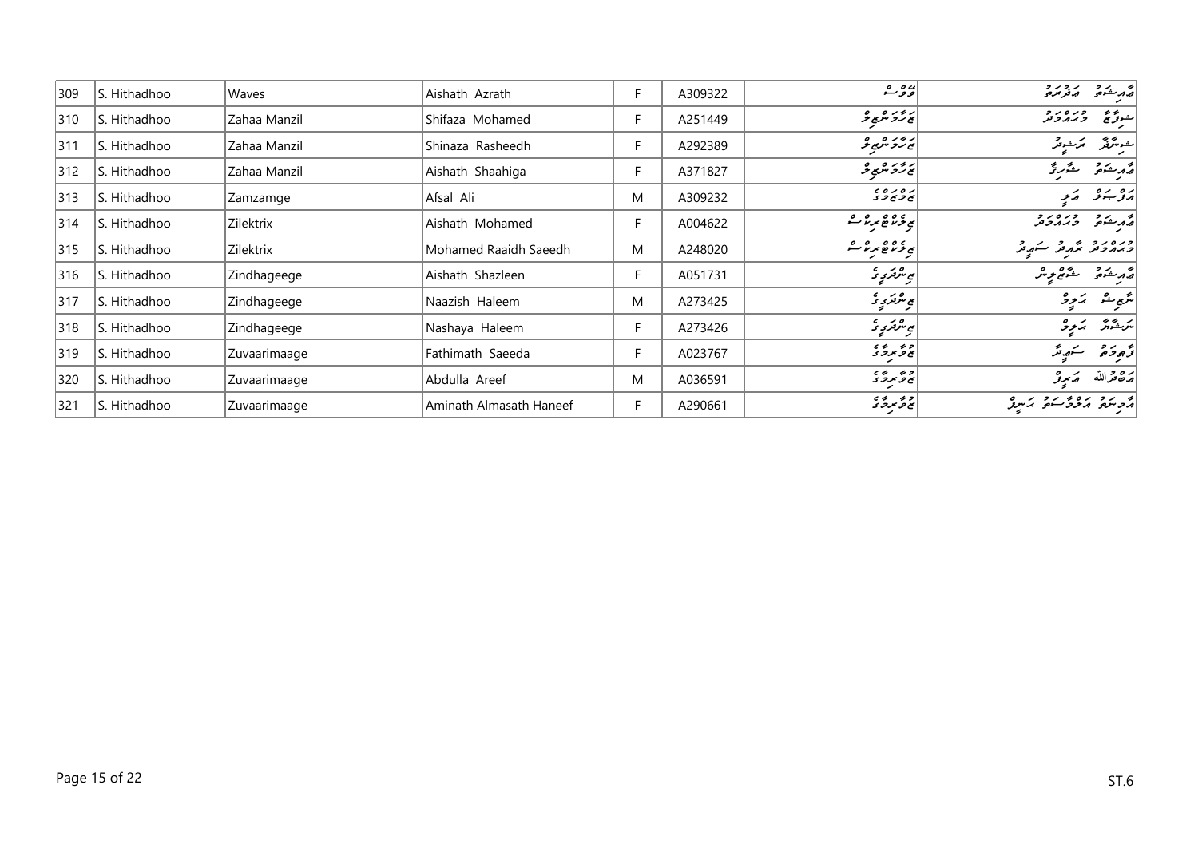| 309 | S. Hithadhoo | Waves | Aishath Azrath | F | A309322 | ޥޭވްސް | އާއިޝަތު އަޒްރަތު |
|---|---|---|---|---|---|---|---|
| 310 | S. Hithadhoo | Zahaa Manzil | Shifaza Mohamed | F | A251449 | ޒަހާމަންޒިލް | ޝިފާޒާ މުހައްމަދު |
| 311 | S. Hithadhoo | Zahaa Manzil | Shinaza Rasheedh | F | A292389 | ޒަހާމަންޒިލް | ޝިނާޒާ ރަޝީދު |
| 312 | S. Hithadhoo | Zahaa Manzil | Aishath Shaahiga | F | A371827 | ޒަހާމަންޒިލް | އާއިޝަތު ޝާހިގާ |
| 313 | S. Hithadhoo | Zamzamge | Afsal Ali | M | A309232 | ޒަމްޒަމްގެ | އަފްސަލް އަލީ |
| 314 | S. Hithadhoo | Zilektrix | Aishath Mohamed | F | A004622 | ޒިލެކްޓްރިކްސް | އާއިޝަތު މުހައްމަދު |
| 315 | S. Hithadhoo | Zilektrix | Mohamed Raaidh Saeedh | M | A248020 | ޒިލެކްޓްރިކްސް | މުހައްމަދު ރާއިދު ސައީދު |
| 316 | S. Hithadhoo | Zindhageege | Aishath Shazleen | F | A051731 | ޒިންދަގީގެ | އާއިޝަތު ޝާޒްލީން |
| 317 | S. Hithadhoo | Zindhageege | Naazish Haleem | M | A273425 | ޒިންދަގީގެ | ނާޒިޝް ހަލީމް |
| 318 | S. Hithadhoo | Zindhageege | Nashaya Haleem | F | A273426 | ޒިންދަގީގެ | ނަޝާޔާ ހަލީމް |
| 319 | S. Hithadhoo | Zuvaarimaage | Fathimath Saeeda | F | A023767 | ޒުވާރިމާގެ | ފާތިމަތު ސައީދާ |
| 320 | S. Hithadhoo | Zuvaarimaage | Abdulla Areef | M | A036591 | ޒުވާރިމާގެ | އަބްދުﷲ އަރީފް |
| 321 | S. Hithadhoo | Zuvaarimaage | Aminath Almasath Haneef | F | A290661 | ޒުވާރިމާގެ | އާމިނަތު އަލްމަސަތު ހަނީފް |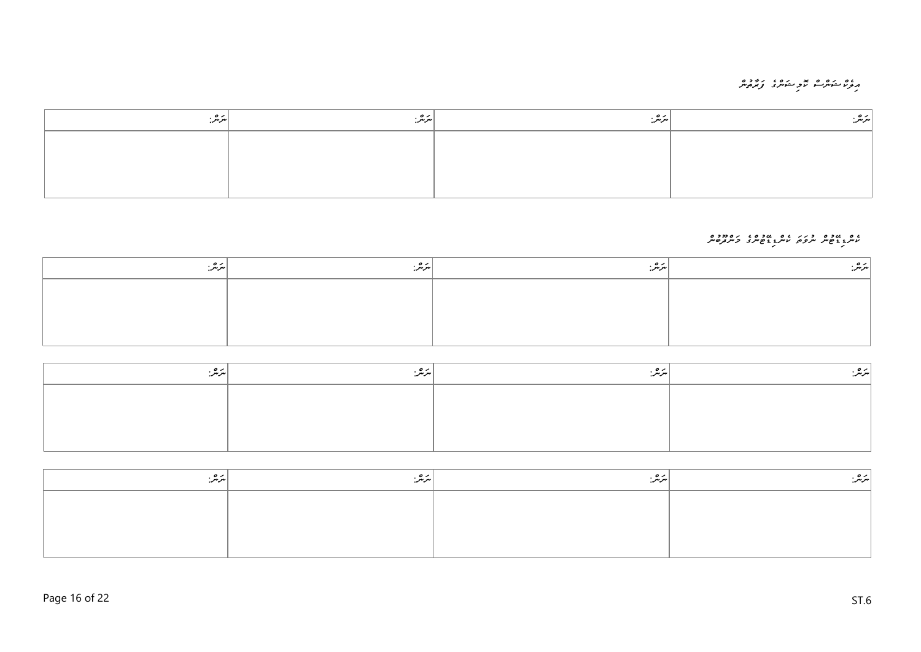# ދިވެހިބަސް ކާމިޔާބު ފަރާތުގެ

| ނަން: | ނަން: | ނަން: | ނަން: |
|---|---|---|---|
| | | | |

## ކުންފުނީގެ ނަމުގައި ކުންފުނީގެ މަސްއޫލު

| ނަން: | ނަން: | ނަން: | ނަން: |
|---|---|---|---|
| | | | |

| ނަން: | ނަން: | ނަން: | ނަން: |
|---|---|---|---|
| | | | |

| ނަން: | ނަން: | ނަން: | ނަން: |
|---|---|---|---|
| | | | |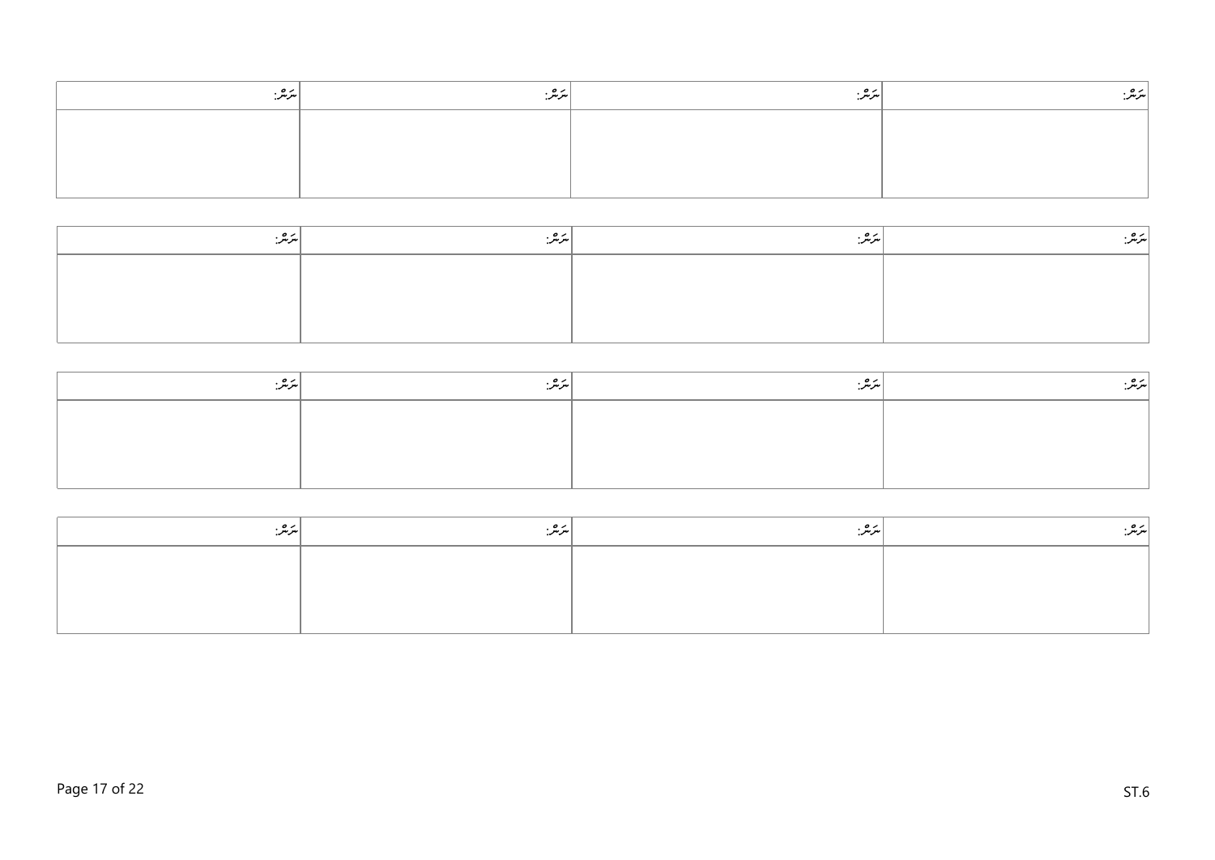| ނަރުދ: | ނަރުދ: | ނަރުދ: | ނަރުދ: |
| --- | --- | --- | --- |
| | | | |

| ނަރުދ: | ނަރުދ: | ނަރުދ: | ނަރުދ: |
| --- | --- | --- | --- |
| | | | |

| ނަރުދ: | ނަރުދ: | ނަރުދ: | ނަރުދ: |
| --- | --- | --- | --- |
| | | | |

| ނަރުދ: | ނަރުދ: | ނަރުދ: | ނަރުދ: |
| --- | --- | --- | --- |
| | | | |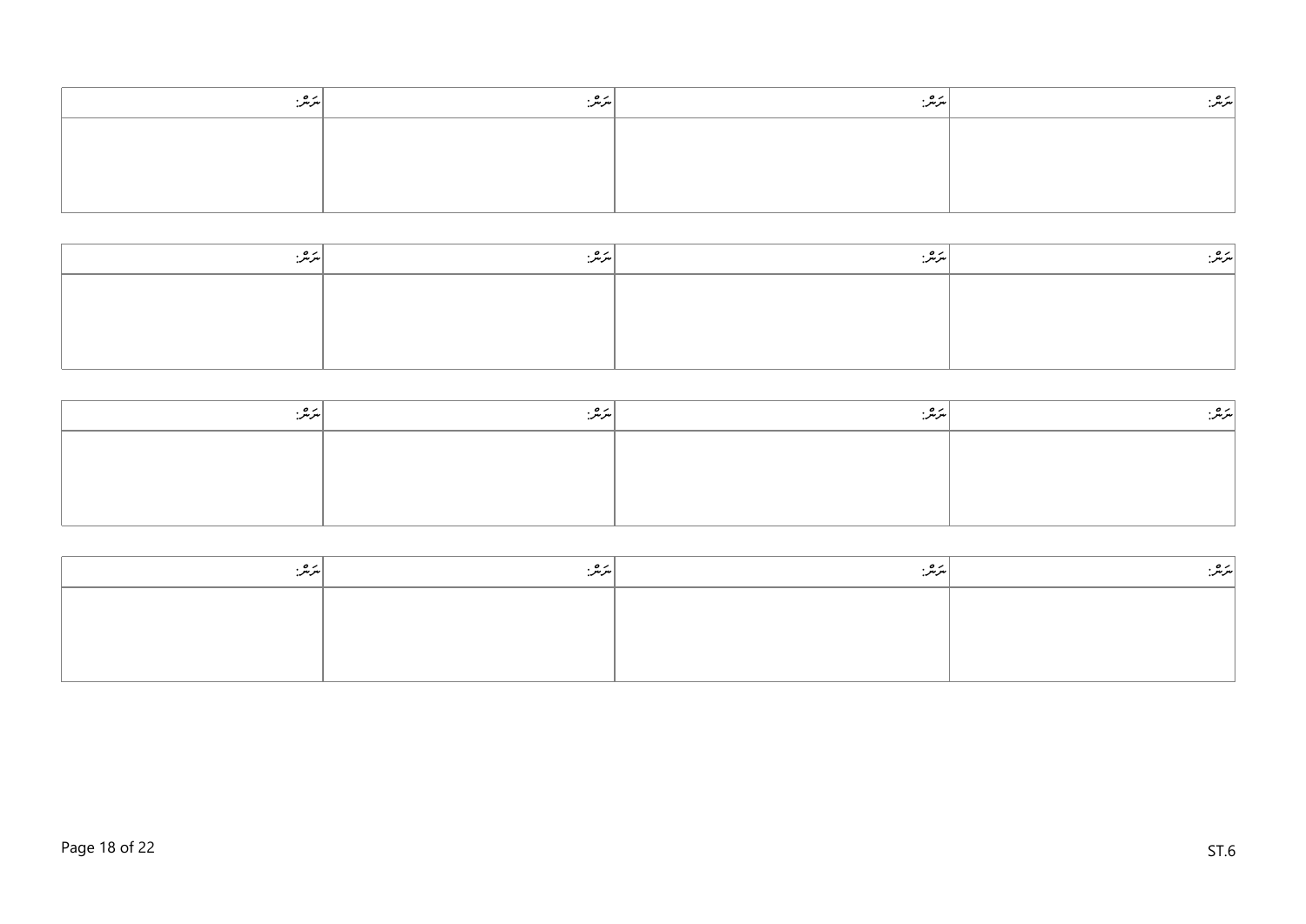| ނަރުދ: | ނަރުދ: | ނަރުދ: | ނަރުދ: |
| --- | --- | --- | --- |
| | | | |

| ނަރުދ: | ނަރުދ: | ނަރުދ: | ނަރުދ: |
| --- | --- | --- | --- |
| | | | |

| ނަރުދ: | ނަރުދ: | ނަރުދ: | ނަރުދ: |
| --- | --- | --- | --- |
| | | | |

| ނަރުދ: | ނަރުދ: | ނަރުދ: | ނަރުދ: |
| --- | --- | --- | --- |
| | | | |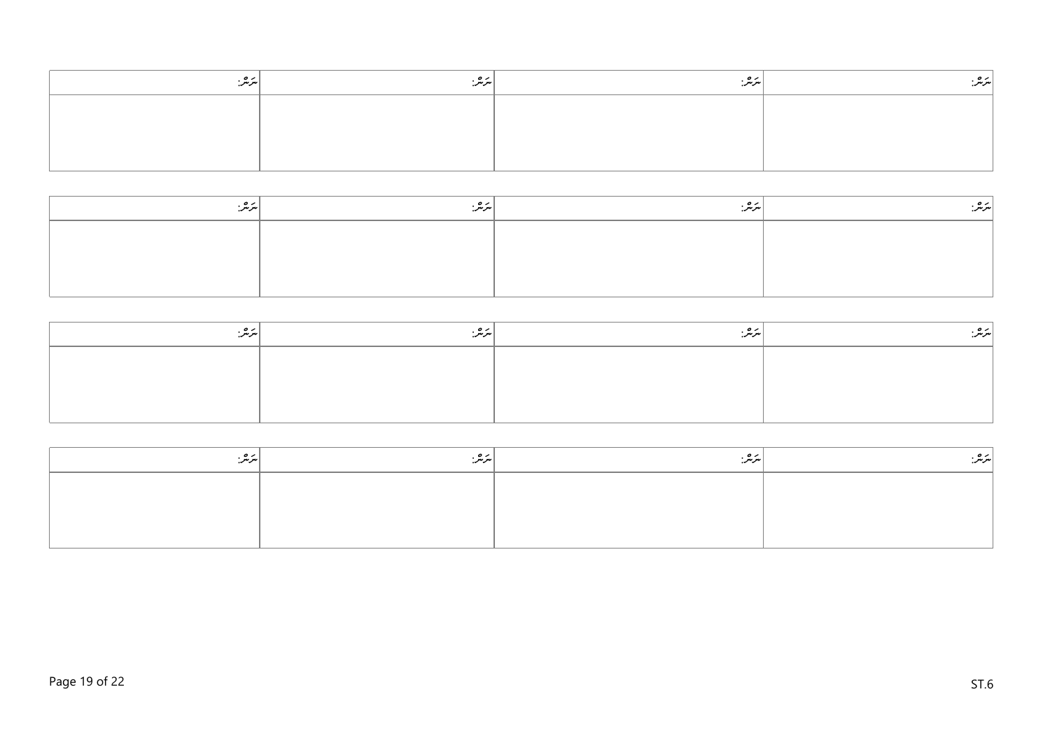| ނަރުދ: | ނަރުދ: | ނަރުދ: | ނަރުދ: |
|---|---|---|---|
| | | | |

| ނަރުދ: | ނަރުދ: | ނަރުދ: | ނަރުދ: |
|---|---|---|---|
| | | | |

| ނަރުދ: | ނަރުދ: | ނަރުދ: | ނަރުދ: |
|---|---|---|---|
| | | | |

| ނަރުދ: | ނަރުދ: | ނަރުދ: | ނަރުދ: |
|---|---|---|---|
| | | | |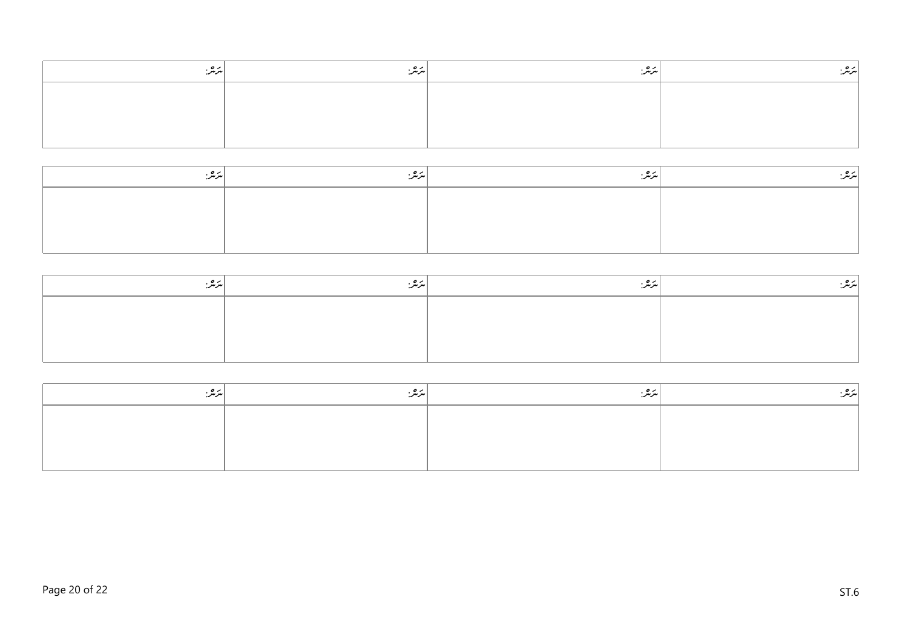| ނަރުނ: | ނަރުނ: | ނަރުނ: | ނަރުނ: |
| --- | --- | --- | --- |
| | | | |

| ނަރުނ: | ނަރުނ: | ނަރުނ: | ނަރުނ: |
| --- | --- | --- | --- |
| | | | |

| ނަރުނ: | ނަރުނ: | ނަރުނ: | ނަރުނ: |
| --- | --- | --- | --- |
| | | | |

| ނަރުނ: | ނަރުނ: | ނަރުނ: | ނަރުނ: |
| --- | --- | --- | --- |
| | | | |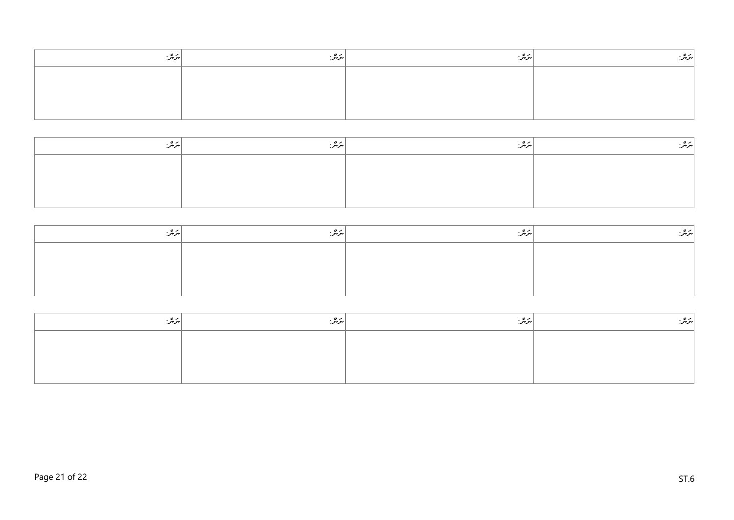| ނަރަނ: | ނަރަނ: | ނަރަނ: | ނަރަނ: |
| --- | --- | --- | --- |
| | | | |

| ނަރަނ: | ނަރަނ: | ނަރަނ: | ނަރަނ: |
| --- | --- | --- | --- |
| | | | |

| ނަރަނ: | ނަރަނ: | ނަރަނ: | ނަރަނ: |
| --- | --- | --- | --- |
| | | | |

| ނަރަނ: | ނަރަނ: | ނަރަނ: | ނަރަނ: |
| --- | --- | --- | --- |
| | | | |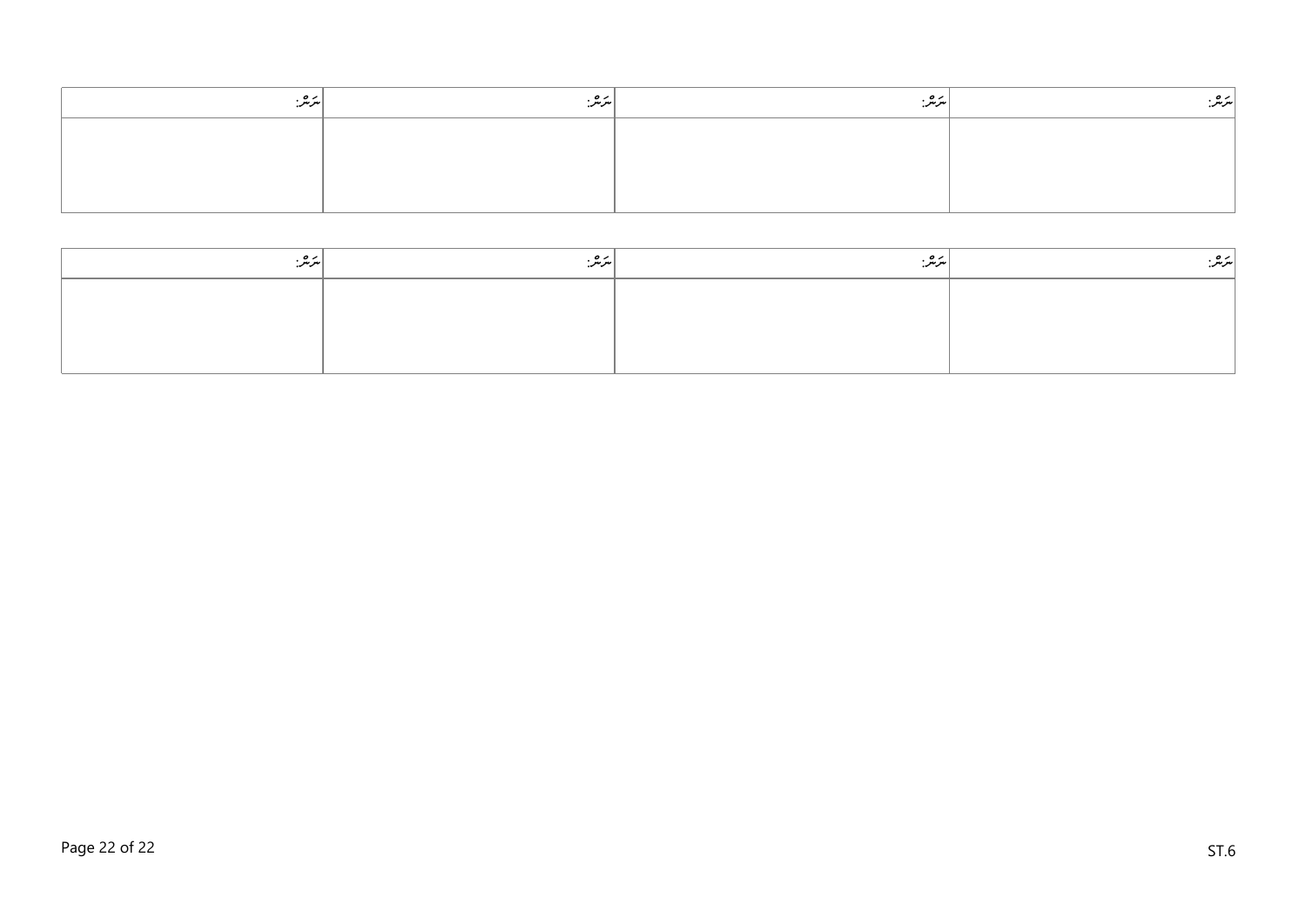| ނަރަދު: | ނަރަދު: | ނަރަދު: | ނަރަދު: |
| --- | --- | --- | --- |
| | | | |

| ނަރަދު: | ނަރަދު: | ނަރަދު: | ނަރަދު: |
| --- | --- | --- | --- |
| | | | |